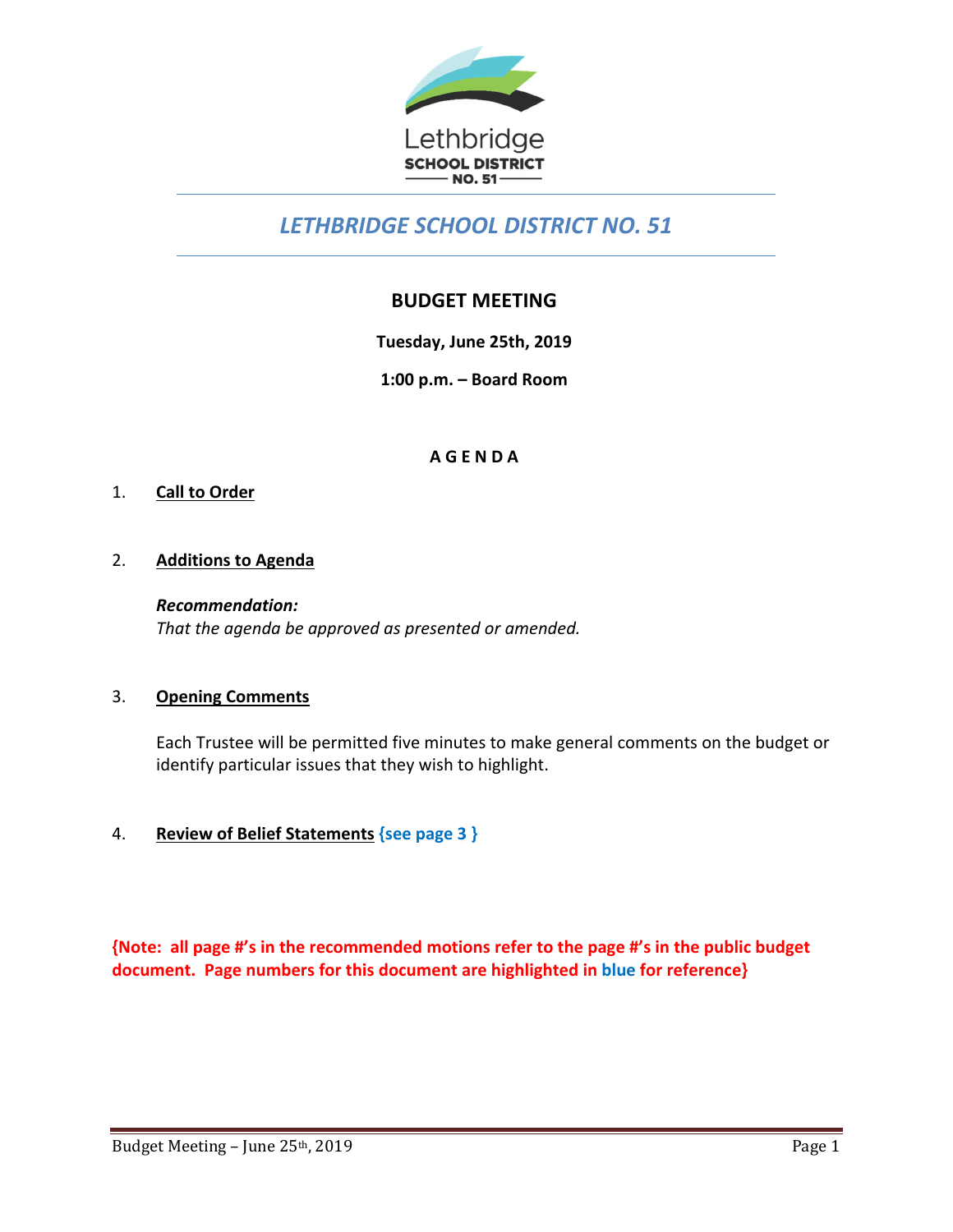Lethbridge
SCHOOL DISTRICT
NO. 51

# *LETHBRIDGE SCHOOL DISTRICT NO. 51*

## BUDGET MEETING

**Tuesday, June 25th, 2019**

**1:00 p.m. – Board Room**

**A G E N D A**

1. **Call to Order**

2. **Additions to Agenda**

   ***Recommendation:***
   *That the agenda be approved as presented or amended.*

3. **Opening Comments**

   Each Trustee will be permitted five minutes to make general comments on the budget or identify particular issues that they wish to highlight.

4. **Review of Belief Statements** **{see page 3 }**

**{Note: all page #'s in the recommended motions refer to the page #'s in the public budget document. Page numbers for this document are highlighted in blue for reference}**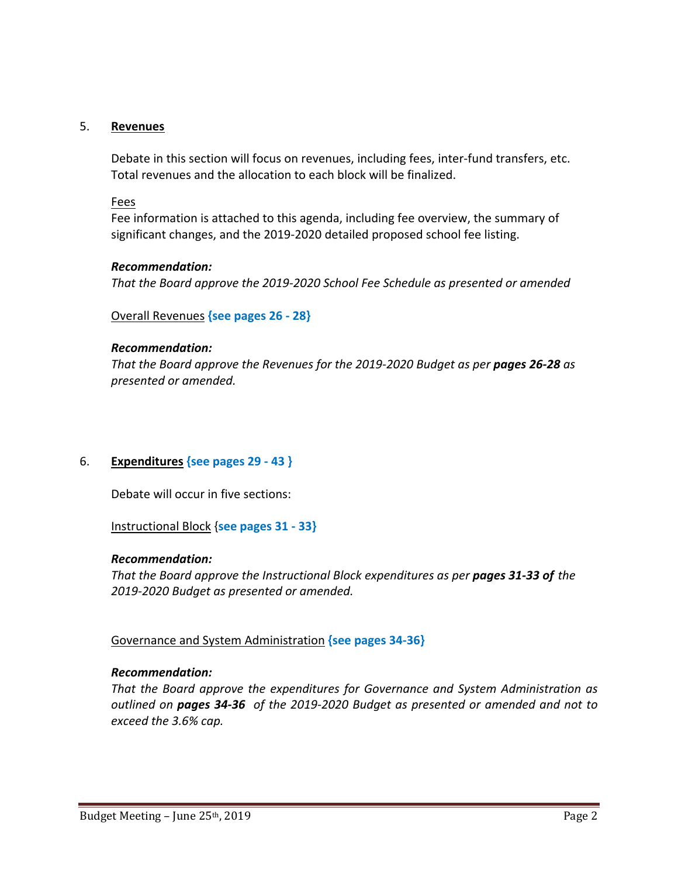5. **Revenues**

Debate in this section will focus on revenues, including fees, inter-fund transfers, etc. Total revenues and the allocation to each block will be finalized.

Fees

Fee information is attached to this agenda, including fee overview, the summary of significant changes, and the 2019-2020 detailed proposed school fee listing.

***Recommendation:***

*That the Board approve the 2019-2020 School Fee Schedule as presented or amended*

Overall Revenues **{see pages 26 - 28}**

***Recommendation:***

*That the Board approve the Revenues for the 2019-2020 Budget as per **pages 26-28** as presented or amended.*

6. **Expenditures** **{see pages 29 - 43 }**

Debate will occur in five sections:

Instructional Block {**see pages 31 - 33}**

***Recommendation:***

*That the Board approve the Instructional Block expenditures as per **pages 31-33 of** the 2019-2020 Budget as presented or amended.*

Governance and System Administration **{see pages 34-36}**

***Recommendation:***

*That the Board approve the expenditures for Governance and System Administration as outlined on **pages 34-36** of the 2019-2020 Budget as presented or amended and not to exceed the 3.6% cap.*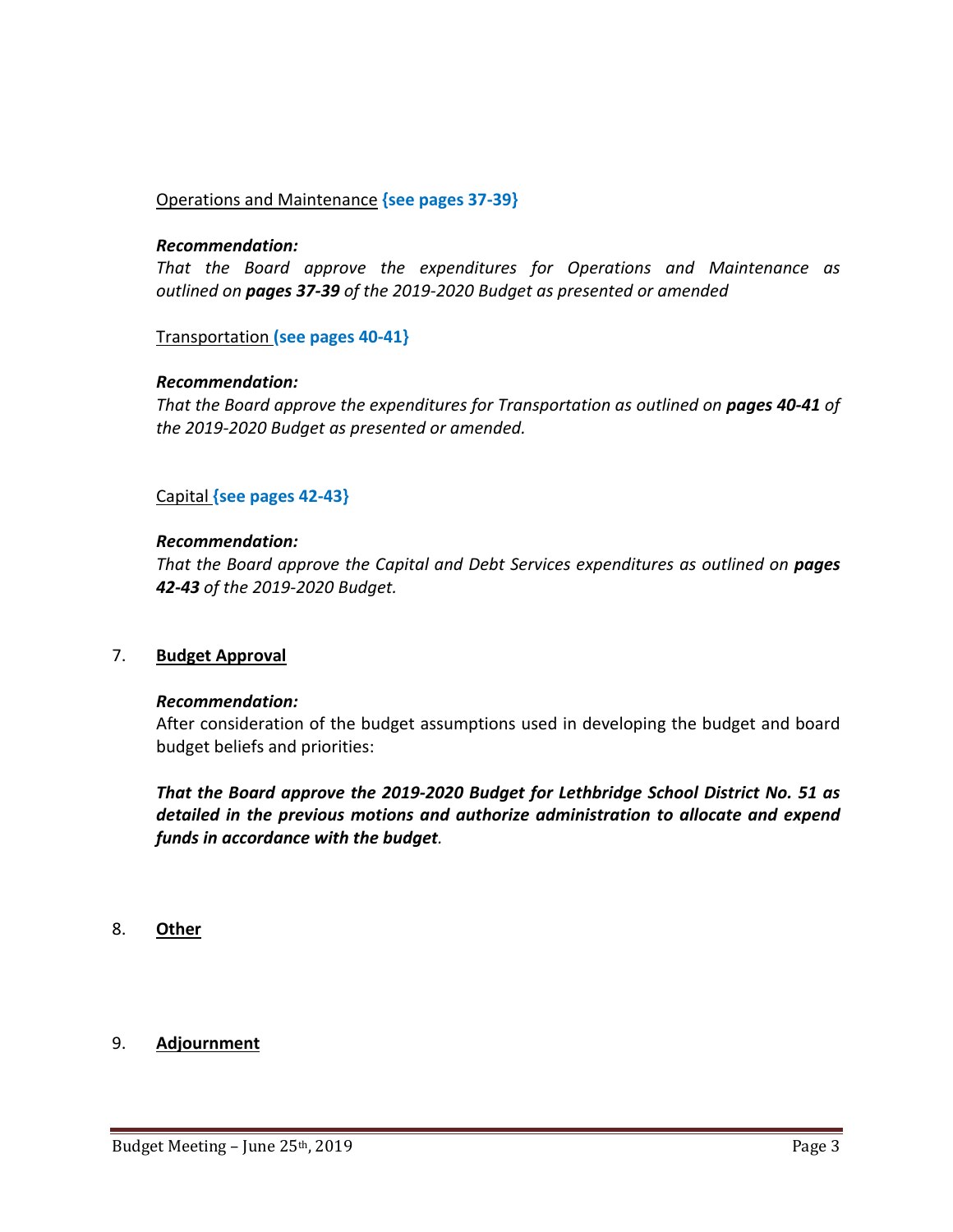Operations and Maintenance **{see pages 37-39}**

***Recommendation:***
*That the Board approve the expenditures for Operations and Maintenance as outlined on **pages 37-39** of the 2019-2020 Budget as presented or amended*

Transportation **{see pages 40-41}**

***Recommendation:***
*That the Board approve the expenditures for Transportation as outlined on **pages 40-41** of the 2019-2020 Budget as presented or amended.*

Capital **{see pages 42-43}**

***Recommendation:***
*That the Board approve the Capital and Debt Services expenditures as outlined on **pages 42-43** of the 2019-2020 Budget.*

## 7. Budget Approval

***Recommendation:***
After consideration of the budget assumptions used in developing the budget and board budget beliefs and priorities:

***That the Board approve the 2019-2020 Budget for Lethbridge School District No. 51 as detailed in the previous motions and authorize administration to allocate and expend funds in accordance with the budget.***

## 8. Other

## 9. Adjournment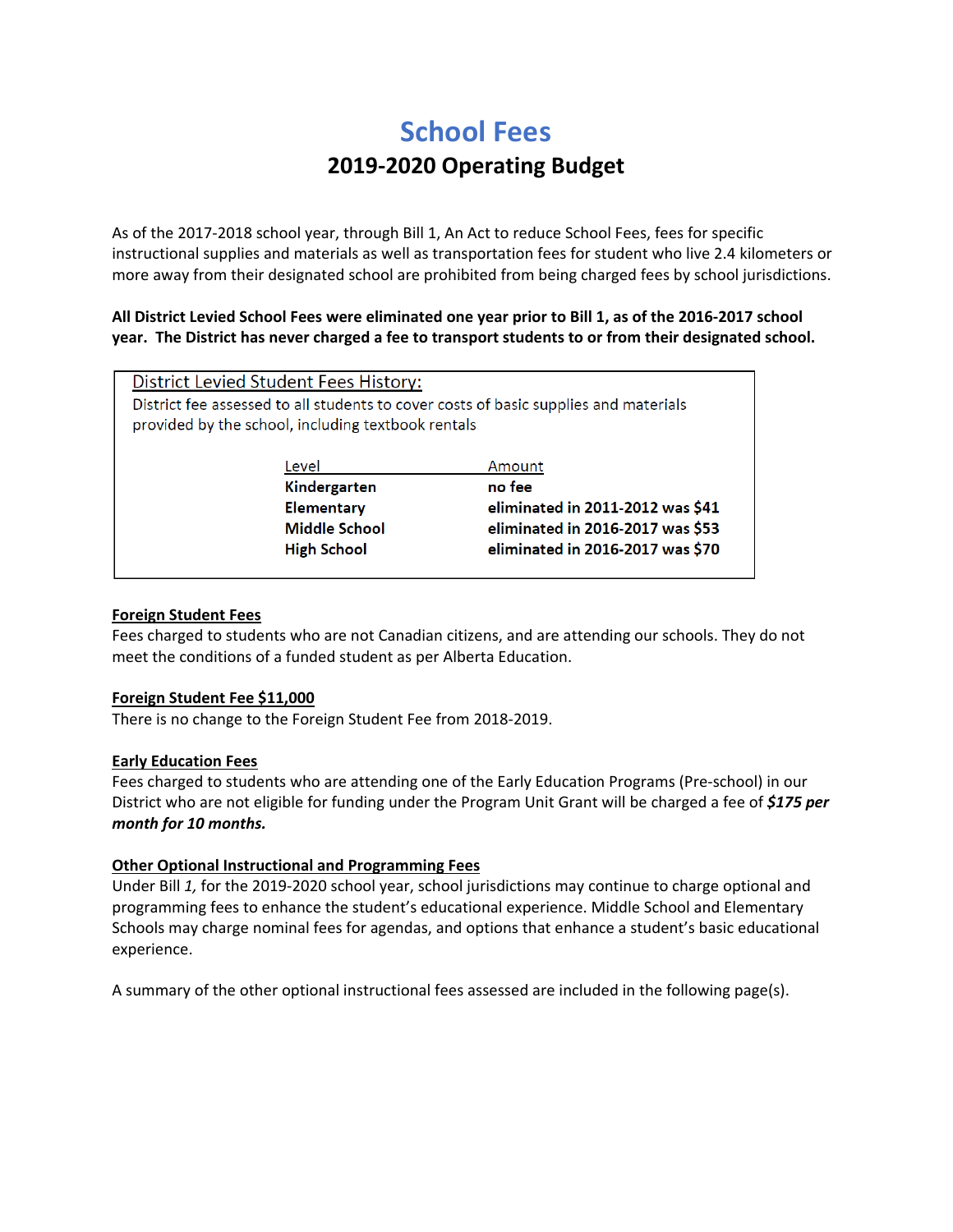# School Fees

## 2019-2020 Operating Budget

As of the 2017-2018 school year, through Bill 1, An Act to reduce School Fees, fees for specific instructional supplies and materials as well as transportation fees for student who live 2.4 kilometers or more away from their designated school are prohibited from being charged fees by school jurisdictions.

**All District Levied School Fees were eliminated one year prior to Bill 1, as of the 2016-2017 school year. The District has never charged a fee to transport students to or from their designated school.**

District Levied Student Fees History:

District fee assessed to all students to cover costs of basic supplies and materials provided by the school, including textbook rentals

| Level | Amount |
| --- | --- |
| **Kindergarten** | **no fee** |
| **Elementary** | **eliminated in 2011-2012 was $41** |
| **Middle School** | **eliminated in 2016-2017 was $53** |
| **High School** | **eliminated in 2016-2017 was $70** |

**Foreign Student Fees**

Fees charged to students who are not Canadian citizens, and are attending our schools. They do not meet the conditions of a funded student as per Alberta Education.

**Foreign Student Fee $11,000**

There is no change to the Foreign Student Fee from 2018-2019.

**Early Education Fees**

Fees charged to students who are attending one of the Early Education Programs (Pre-school) in our District who are not eligible for funding under the Program Unit Grant will be charged a fee of ***$175 per month for 10 months.***

**Other Optional Instructional and Programming Fees**

Under Bill *1,* for the 2019-2020 school year, school jurisdictions may continue to charge optional and programming fees to enhance the student's educational experience. Middle School and Elementary Schools may charge nominal fees for agendas, and options that enhance a student's basic educational experience.

A summary of the other optional instructional fees assessed are included in the following page(s).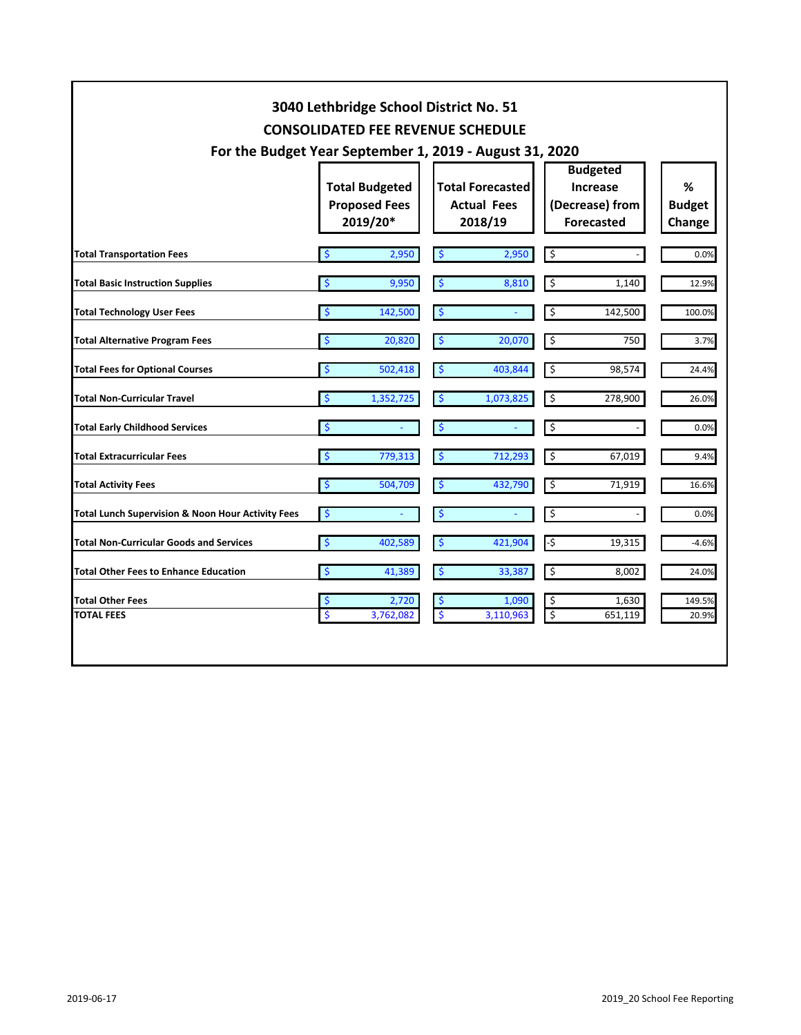# 3040 Lethbridge School District No. 51

## CONSOLIDATED FEE REVENUE SCHEDULE

### For the Budget Year September 1, 2019 - August 31, 2020

| | Total Budgeted Proposed Fees 2019/20* | Total Forecasted Actual Fees 2018/19 | Budgeted Increase (Decrease) from Forecasted | % Budget Change |
|---|---|---|---|---|
| **Total Transportation Fees** | $ 2,950 | $ 2,950 | $ - | 0.0% |
| **Total Basic Instruction Supplies** | $ 9,950 | $ 8,810 | $ 1,140 | 12.9% |
| **Total Technology User Fees** | $ 142,500 | $ - | $ 142,500 | 100.0% |
| **Total Alternative Program Fees** | $ 20,820 | $ 20,070 | $ 750 | 3.7% |
| **Total Fees for Optional Courses** | $ 502,418 | $ 403,844 | $ 98,574 | 24.4% |
| **Total Non-Curricular Travel** | $ 1,352,725 | $ 1,073,825 | $ 278,900 | 26.0% |
| **Total Early Childhood Services** | $ - | $ - | $ - | 0.0% |
| **Total Extracurricular Fees** | $ 779,313 | $ 712,293 | $ 67,019 | 9.4% |
| **Total Activity Fees** | $ 504,709 | $ 432,790 | $ 71,919 | 16.6% |
| **Total Lunch Supervision & Noon Hour Activity Fees** | $ - | $ - | $ - | 0.0% |
| **Total Non-Curricular Goods and Services** | $ 402,589 | $ 421,904 | -$ 19,315 | -4.6% |
| **Total Other Fees to Enhance Education** | $ 41,389 | $ 33,387 | $ 8,002 | 24.0% |
| **Total Other Fees** | $ 2,720 | $ 1,090 | $ 1,630 | 149.5% |
| **TOTAL FEES** | $ 3,762,082 | $ 3,110,963 | $ 651,119 | 20.9% |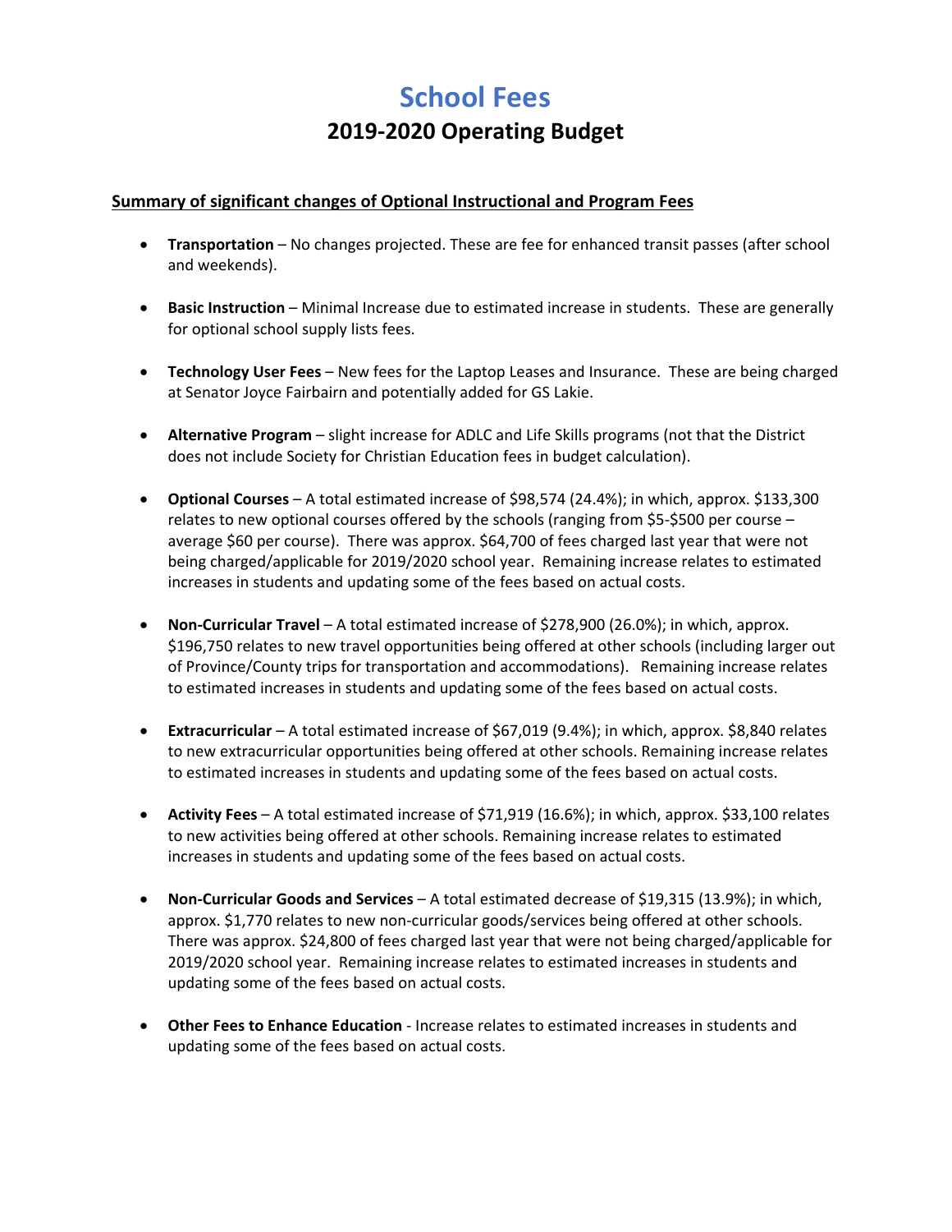# School Fees

## 2019-2020 Operating Budget

**Summary of significant changes of Optional Instructional and Program Fees**

- **Transportation** – No changes projected. These are fee for enhanced transit passes (after school and weekends).
- **Basic Instruction** – Minimal Increase due to estimated increase in students. These are generally for optional school supply lists fees.
- **Technology User Fees** – New fees for the Laptop Leases and Insurance. These are being charged at Senator Joyce Fairbairn and potentially added for GS Lakie.
- **Alternative Program** – slight increase for ADLC and Life Skills programs (not that the District does not include Society for Christian Education fees in budget calculation).
- **Optional Courses** – A total estimated increase of $98,574 (24.4%); in which, approx. $133,300 relates to new optional courses offered by the schools (ranging from $5-$500 per course – average $60 per course). There was approx. $64,700 of fees charged last year that were not being charged/applicable for 2019/2020 school year. Remaining increase relates to estimated increases in students and updating some of the fees based on actual costs.
- **Non-Curricular Travel** – A total estimated increase of $278,900 (26.0%); in which, approx. $196,750 relates to new travel opportunities being offered at other schools (including larger out of Province/County trips for transportation and accommodations). Remaining increase relates to estimated increases in students and updating some of the fees based on actual costs.
- **Extracurricular** – A total estimated increase of $67,019 (9.4%); in which, approx. $8,840 relates to new extracurricular opportunities being offered at other schools. Remaining increase relates to estimated increases in students and updating some of the fees based on actual costs.
- **Activity Fees** – A total estimated increase of $71,919 (16.6%); in which, approx. $33,100 relates to new activities being offered at other schools. Remaining increase relates to estimated increases in students and updating some of the fees based on actual costs.
- **Non-Curricular Goods and Services** – A total estimated decrease of $19,315 (13.9%); in which, approx. $1,770 relates to new non-curricular goods/services being offered at other schools. There was approx. $24,800 of fees charged last year that were not being charged/applicable for 2019/2020 school year. Remaining increase relates to estimated increases in students and updating some of the fees based on actual costs.
- **Other Fees to Enhance Education** - Increase relates to estimated increases in students and updating some of the fees based on actual costs.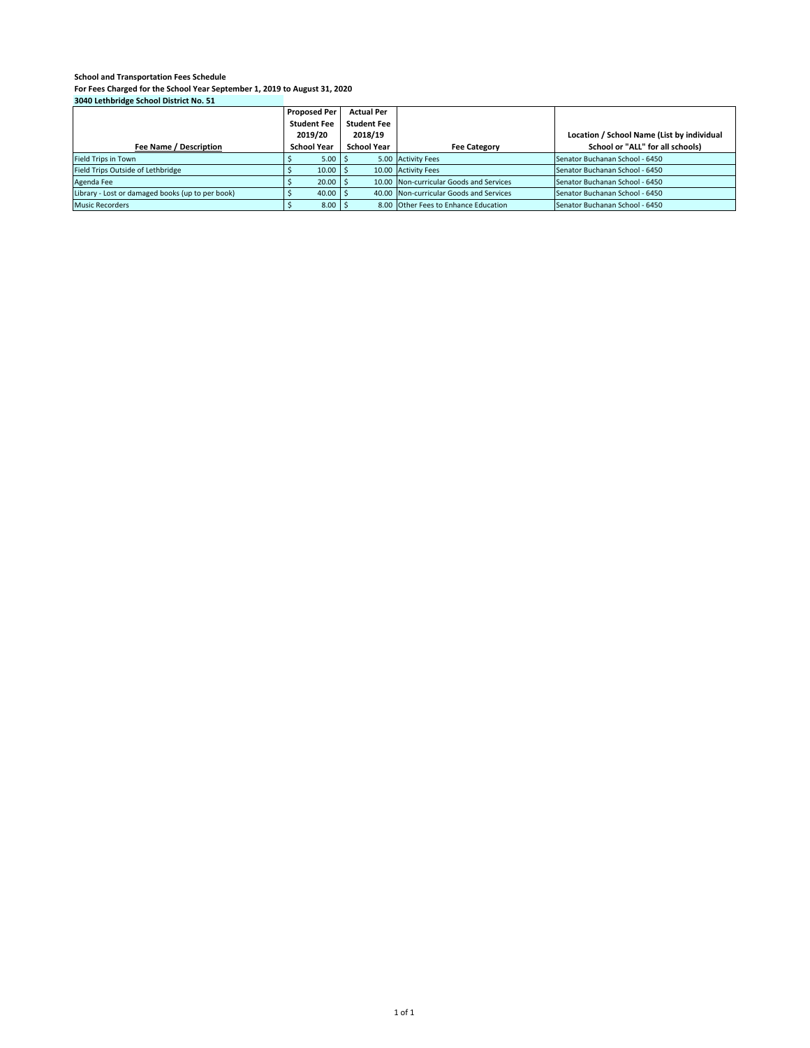**School and Transportation Fees Schedule**

**For Fees Charged for the School Year September 1, 2019 to August 31, 2020**

**3040 Lethbridge School District No. 51**

| Fee Name / Description | Proposed Per Student Fee 2019/20 School Year | Actual Per Student Fee 2018/19 School Year | Fee Category | Location / School Name (List by individual School or "ALL" for all schools) |
|---|---|---|---|---|
| Field Trips in Town | $ 5.00 | $ 5.00 | Activity Fees | Senator Buchanan School - 6450 |
| Field Trips Outside of Lethbridge | $ 10.00 | $ 10.00 | Activity Fees | Senator Buchanan School - 6450 |
| Agenda Fee | $ 20.00 | $ 10.00 | Non-curricular Goods and Services | Senator Buchanan School - 6450 |
| Library - Lost or damaged books (up to per book) | $ 40.00 | $ 40.00 | Non-curricular Goods and Services | Senator Buchanan School - 6450 |
| Music Recorders | $ 8.00 | $ 8.00 | Other Fees to Enhance Education | Senator Buchanan School - 6450 |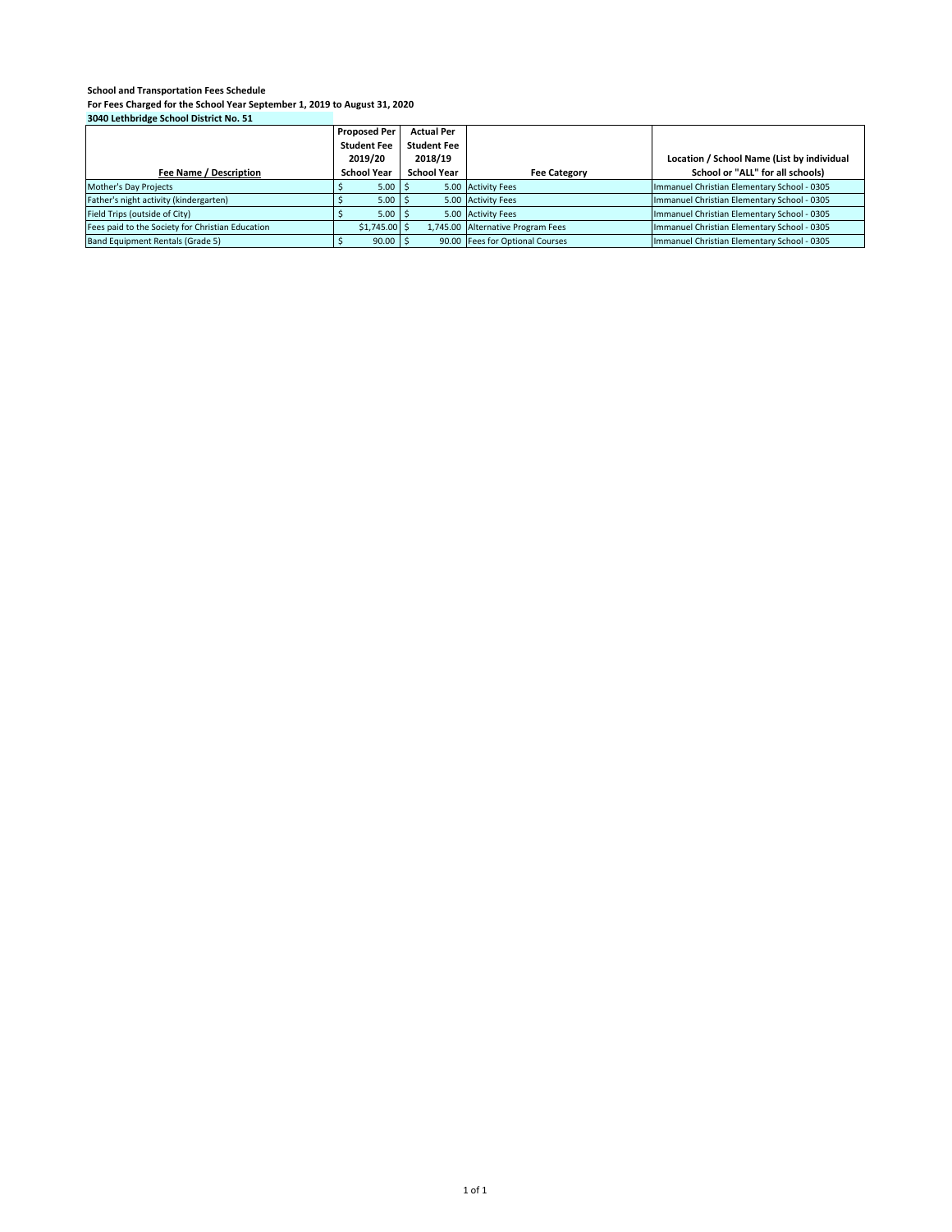**School and Transportation Fees Schedule**

**For Fees Charged for the School Year September 1, 2019 to August 31, 2020**

**3040 Lethbridge School District No. 51**

| Fee Name / Description | Proposed Per Student Fee 2019/20 School Year | Actual Per Student Fee 2018/19 School Year | Fee Category | Location / School Name (List by individual School or "ALL" for all schools) |
|---|---|---|---|---|
| Mother's Day Projects | $ 5.00 | $ 5.00 | Activity Fees | Immanuel Christian Elementary School - 0305 |
| Father's night activity (kindergarten) | $ 5.00 | $ 5.00 | Activity Fees | Immanuel Christian Elementary School - 0305 |
| Field Trips (outside of City) | $ 5.00 | $ 5.00 | Activity Fees | Immanuel Christian Elementary School - 0305 |
| Fees paid to the Society for Christian Education | $1,745.00 | $ 1,745.00 | Alternative Program Fees | Immanuel Christian Elementary School - 0305 |
| Band Equipment Rentals (Grade 5) | $ 90.00 | $ 90.00 | Fees for Optional Courses | Immanuel Christian Elementary School - 0305 |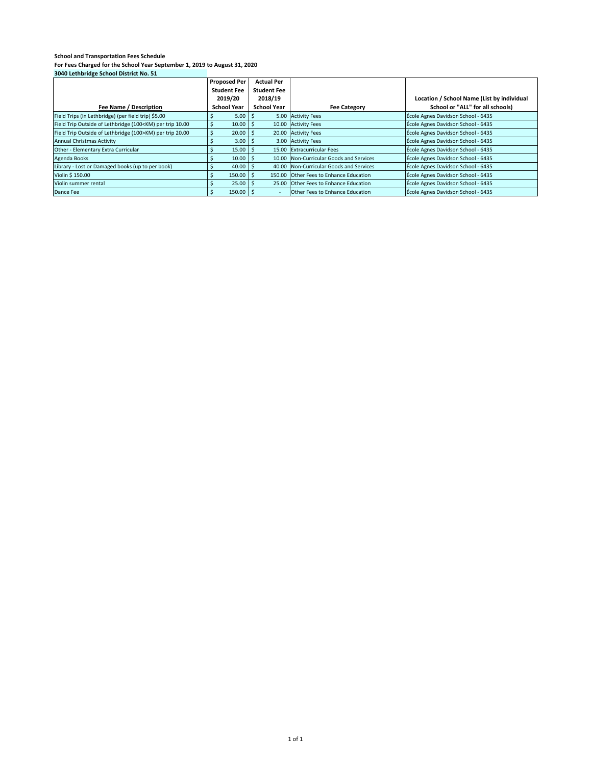**School and Transportation Fees Schedule**
**For Fees Charged for the School Year September 1, 2019 to August 31, 2020**
**3040 Lethbridge School District No. 51**

| Fee Name / Description | Proposed Per Student Fee 2019/20 School Year | Actual Per Student Fee 2018/19 School Year | Fee Category | Location / School Name (List by individual School or "ALL" for all schools) |
|---|---|---|---|---|
| Field Trips (In Lethbridge) (per field trip) $5.00 | $ 5.00 | $ 5.00 | Activity Fees | École Agnes Davidson School - 6435 |
| Field Trip Outside of Lethbridge (100<KM) per trip 10.00 | $ 10.00 | $ 10.00 | Activity Fees | École Agnes Davidson School - 6435 |
| Field Trip Outside of Lethbridge (100>KM) per trip 20.00 | $ 20.00 | $ 20.00 | Activity Fees | École Agnes Davidson School - 6435 |
| Annual Christmas Activity | $ 3.00 | $ 3.00 | Activity Fees | École Agnes Davidson School - 6435 |
| Other - Elementary Extra Curricular | $ 15.00 | $ 15.00 | Extracurricular Fees | École Agnes Davidson School - 6435 |
| Agenda Books | $ 10.00 | $ 10.00 | Non-Curricular Goods and Services | École Agnes Davidson School - 6435 |
| Library - Lost or Damaged books (up to per book) | $ 40.00 | $ 40.00 | Non-Curricular Goods and Services | École Agnes Davidson School - 6435 |
| Violin $ 150.00 | $ 150.00 | $ 150.00 | Other Fees to Enhance Education | École Agnes Davidson School - 6435 |
| Violin summer rental | $ 25.00 | $ 25.00 | Other Fees to Enhance Education | École Agnes Davidson School - 6435 |
| Dance Fee | $ 150.00 | $ - | Other Fees to Enhance Education | École Agnes Davidson School - 6435 |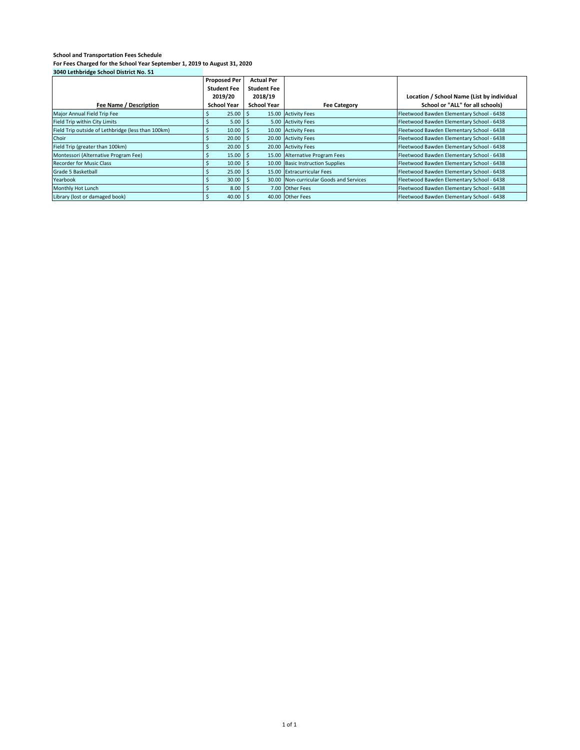**School and Transportation Fees Schedule**

**For Fees Charged for the School Year September 1, 2019 to August 31, 2020**

**3040 Lethbridge School District No. 51**

| Fee Name / Description | Proposed Per Student Fee 2019/20 School Year | Actual Per Student Fee 2018/19 School Year | Fee Category | Location / School Name (List by individual School or "ALL" for all schools) |
|---|---|---|---|---|
| Major Annual Field Trip Fee | $ 25.00 | $ 15.00 | Activity Fees | Fleetwood Bawden Elementary School - 6438 |
| Field Trip within City Limits | $ 5.00 | $ 5.00 | Activity Fees | Fleetwood Bawden Elementary School - 6438 |
| Field Trip outside of Lethbridge (less than 100km) | $ 10.00 | $ 10.00 | Activity Fees | Fleetwood Bawden Elementary School - 6438 |
| Choir | $ 20.00 | $ 20.00 | Activity Fees | Fleetwood Bawden Elementary School - 6438 |
| Field Trip (greater than 100km) | $ 20.00 | $ 20.00 | Activity Fees | Fleetwood Bawden Elementary School - 6438 |
| Montessori (Alternative Program Fee) | $ 15.00 | $ 15.00 | Alternative Program Fees | Fleetwood Bawden Elementary School - 6438 |
| Recorder for Music Class | $ 10.00 | $ 10.00 | Basic Instruction Supplies | Fleetwood Bawden Elementary School - 6438 |
| Grade 5 Basketball | $ 25.00 | $ 15.00 | Extracurricular Fees | Fleetwood Bawden Elementary School - 6438 |
| Yearbook | $ 30.00 | $ 30.00 | Non-curricular Goods and Services | Fleetwood Bawden Elementary School - 6438 |
| Monthly Hot Lunch | $ 8.00 | $ 7.00 | Other Fees | Fleetwood Bawden Elementary School - 6438 |
| Library (lost or damaged book) | $ 40.00 | $ 40.00 | Other Fees | Fleetwood Bawden Elementary School - 6438 |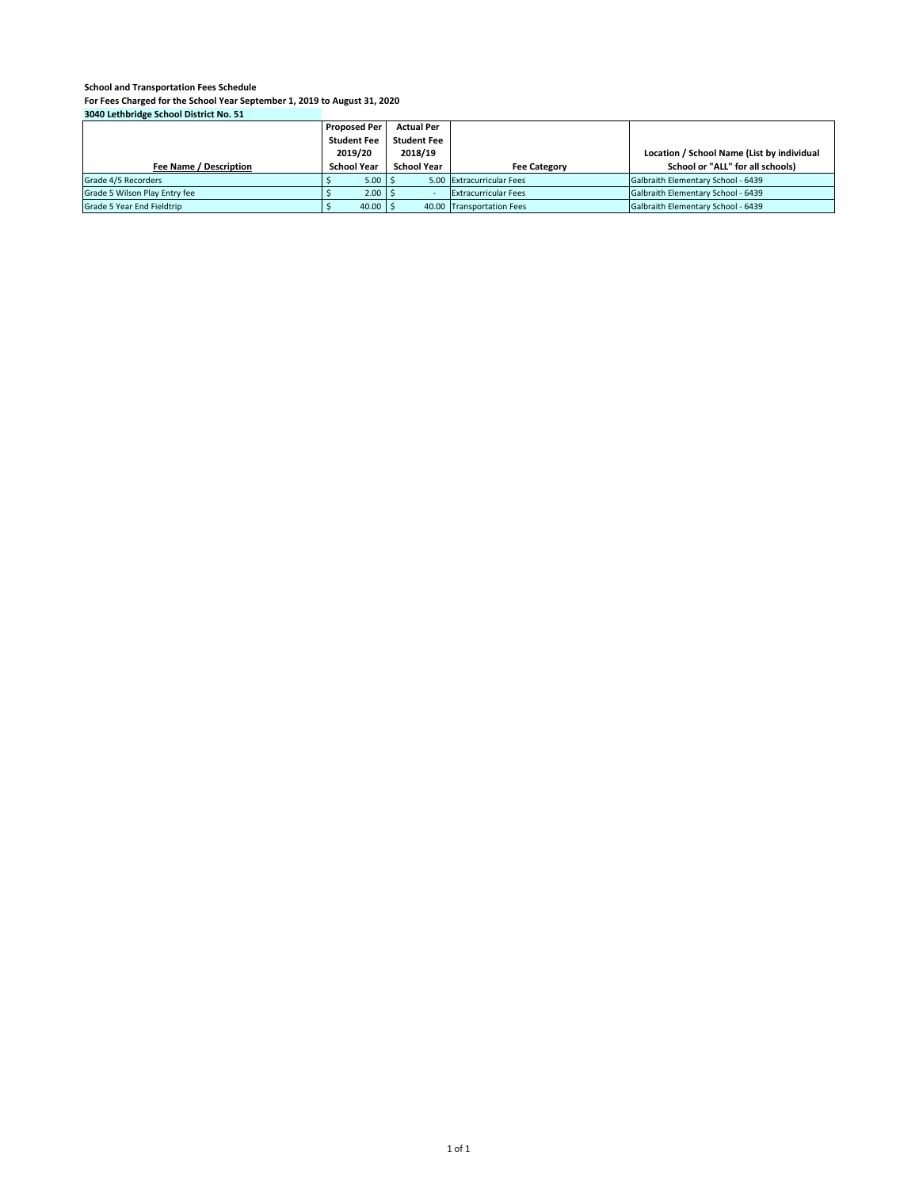**School and Transportation Fees Schedule**

**For Fees Charged for the School Year September 1, 2019 to August 31, 2020**

**3040 Lethbridge School District No. 51**

| Fee Name / Description | Proposed Per Student Fee 2019/20 School Year | Actual Per Student Fee 2018/19 School Year | Fee Category | Location / School Name (List by individual School or "ALL" for all schools) |
|---|---|---|---|---|
| Grade 4/5 Recorders | $ 5.00 | $ 5.00 | Extracurricular Fees | Galbraith Elementary School - 6439 |
| Grade 5 Wilson Play Entry fee | $ 2.00 | $ - | Extracurricular Fees | Galbraith Elementary School - 6439 |
| Grade 5 Year End Fieldtrip | $ 40.00 | $ 40.00 | Transportation Fees | Galbraith Elementary School - 6439 |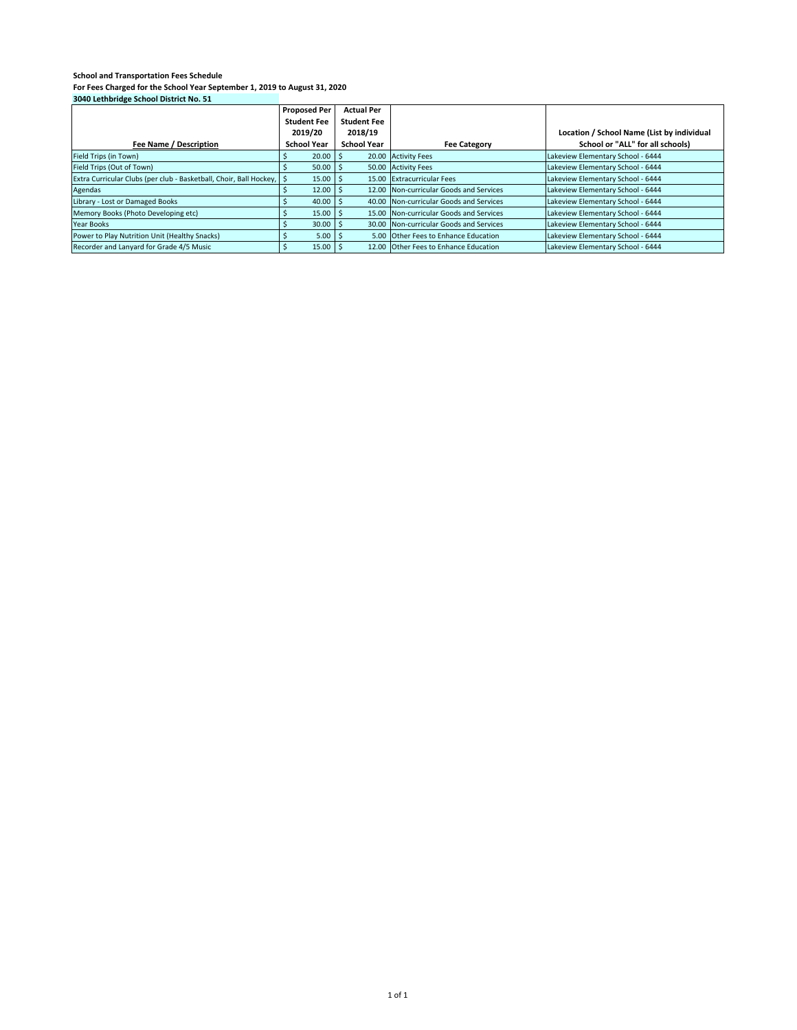**School and Transportation Fees Schedule**

**For Fees Charged for the School Year September 1, 2019 to August 31, 2020**

**3040 Lethbridge School District No. 51**

| Fee Name / Description | Proposed Per Student Fee 2019/20 School Year | Actual Per Student Fee 2018/19 School Year | Fee Category | Location / School Name (List by individual School or "ALL" for all schools) |
|---|---|---|---|---|
| Field Trips (in Town) | $ 20.00 | $ 20.00 | Activity Fees | Lakeview Elementary School - 6444 |
| Field Trips (Out of Town) | $ 50.00 | $ 50.00 | Activity Fees | Lakeview Elementary School - 6444 |
| Extra Curricular Clubs (per club - Basketball, Choir, Ball Hockey, | $ 15.00 | $ 15.00 | Extracurricular Fees | Lakeview Elementary School - 6444 |
| Agendas | $ 12.00 | $ 12.00 | Non-curricular Goods and Services | Lakeview Elementary School - 6444 |
| Library - Lost or Damaged Books | $ 40.00 | $ 40.00 | Non-curricular Goods and Services | Lakeview Elementary School - 6444 |
| Memory Books (Photo Developing etc) | $ 15.00 | $ 15.00 | Non-curricular Goods and Services | Lakeview Elementary School - 6444 |
| Year Books | $ 30.00 | $ 30.00 | Non-curricular Goods and Services | Lakeview Elementary School - 6444 |
| Power to Play Nutrition Unit (Healthy Snacks) | $ 5.00 | $ 5.00 | Other Fees to Enhance Education | Lakeview Elementary School - 6444 |
| Recorder and Lanyard for Grade 4/5 Music | $ 15.00 | $ 12.00 | Other Fees to Enhance Education | Lakeview Elementary School - 6444 |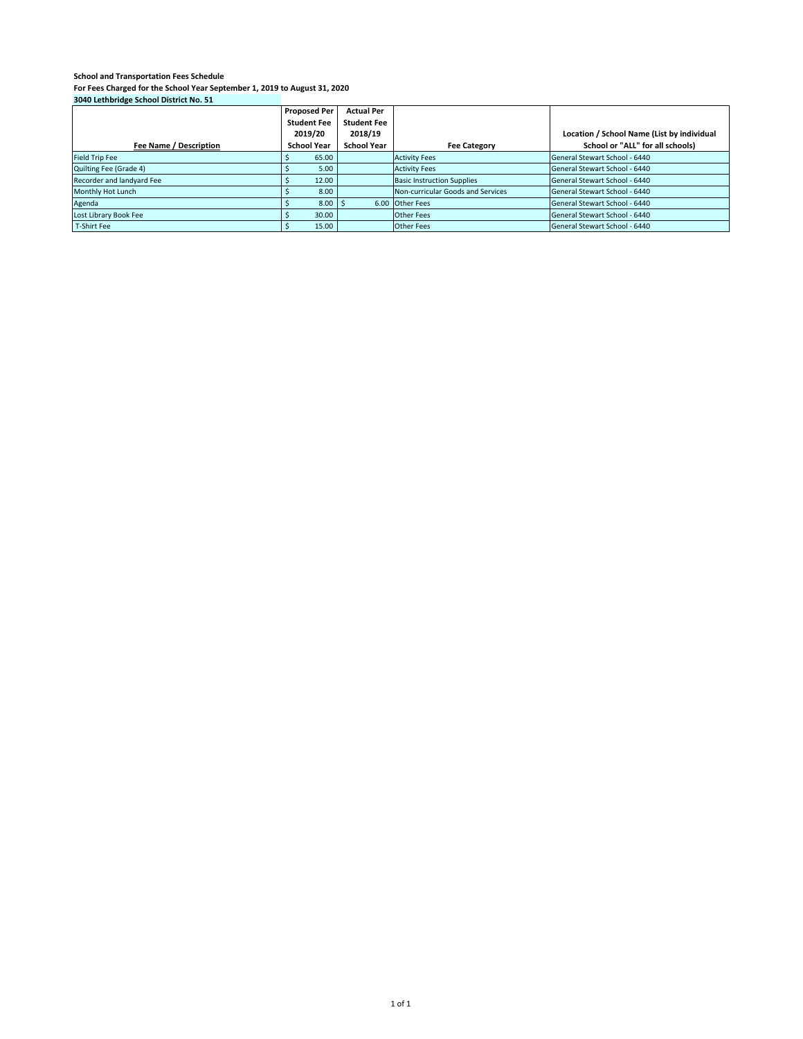**School and Transportation Fees Schedule**

**For Fees Charged for the School Year September 1, 2019 to August 31, 2020**

**3040 Lethbridge School District No. 51**

| Fee Name / Description | Proposed Per Student Fee 2019/20 School Year | Actual Per Student Fee 2018/19 School Year | Fee Category | Location / School Name (List by individual School or "ALL" for all schools) |
|---|---|---|---|---|
| Field Trip Fee | $ 65.00 | | Activity Fees | General Stewart School - 6440 |
| Quilting Fee (Grade 4) | $ 5.00 | | Activity Fees | General Stewart School - 6440 |
| Recorder and landyard Fee | $ 12.00 | | Basic Instruction Supplies | General Stewart School - 6440 |
| Monthly Hot Lunch | $ 8.00 | | Non-curricular Goods and Services | General Stewart School - 6440 |
| Agenda | $ 8.00 | $ 6.00 | Other Fees | General Stewart School - 6440 |
| Lost Library Book Fee | $ 30.00 | | Other Fees | General Stewart School - 6440 |
| T-Shirt Fee | $ 15.00 | | Other Fees | General Stewart School - 6440 |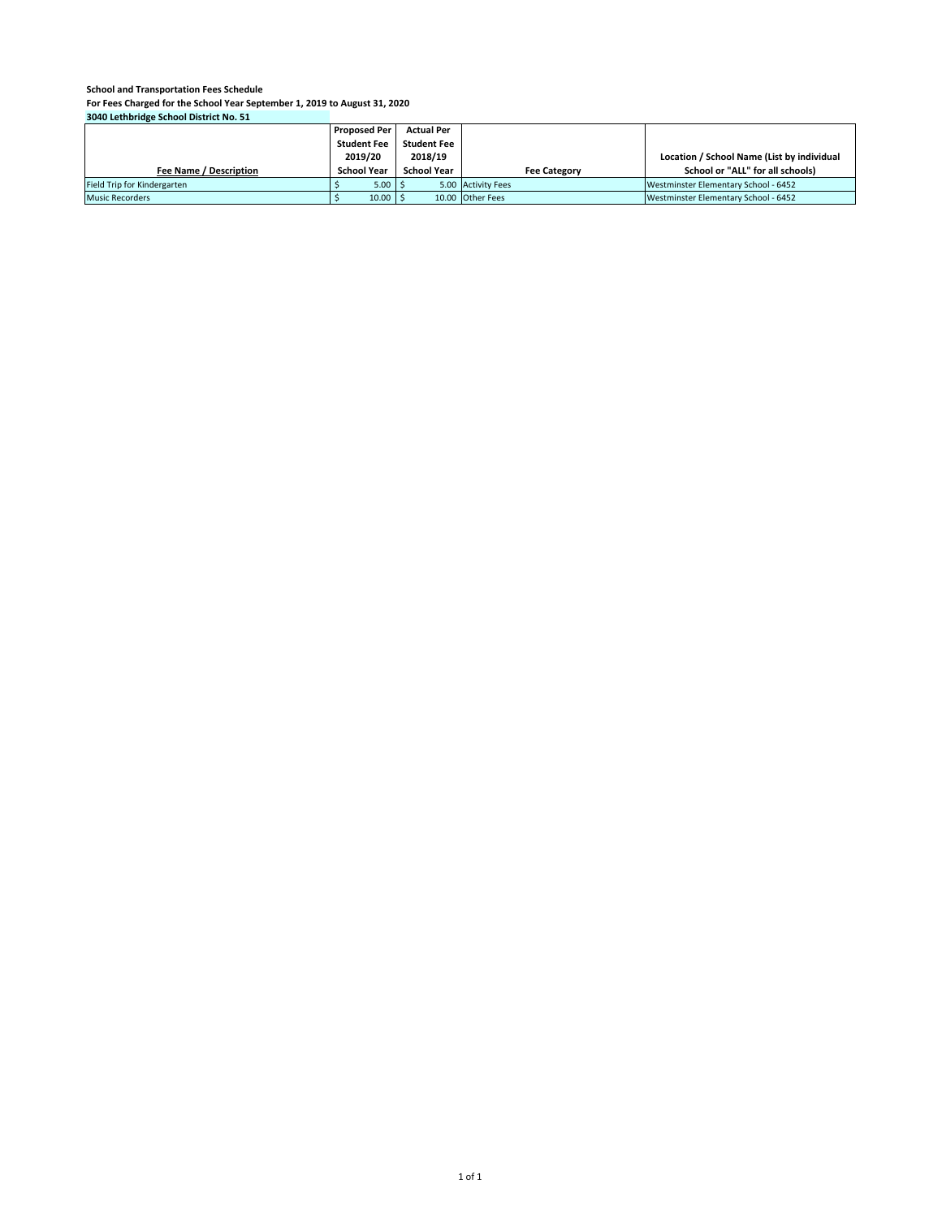**School and Transportation Fees Schedule**

**For Fees Charged for the School Year September 1, 2019 to August 31, 2020**

**3040 Lethbridge School District No. 51**

| Fee Name / Description | Proposed Per Student Fee 2019/20 School Year | Actual Per Student Fee 2018/19 School Year | Fee Category | Location / School Name (List by individual School or "ALL" for all schools) |
|---|---|---|---|---|
| Field Trip for Kindergarten | $ 5.00 | $ 5.00 | Activity Fees | Westminster Elementary School - 6452 |
| Music Recorders | $ 10.00 | $ 10.00 | Other Fees | Westminster Elementary School - 6452 |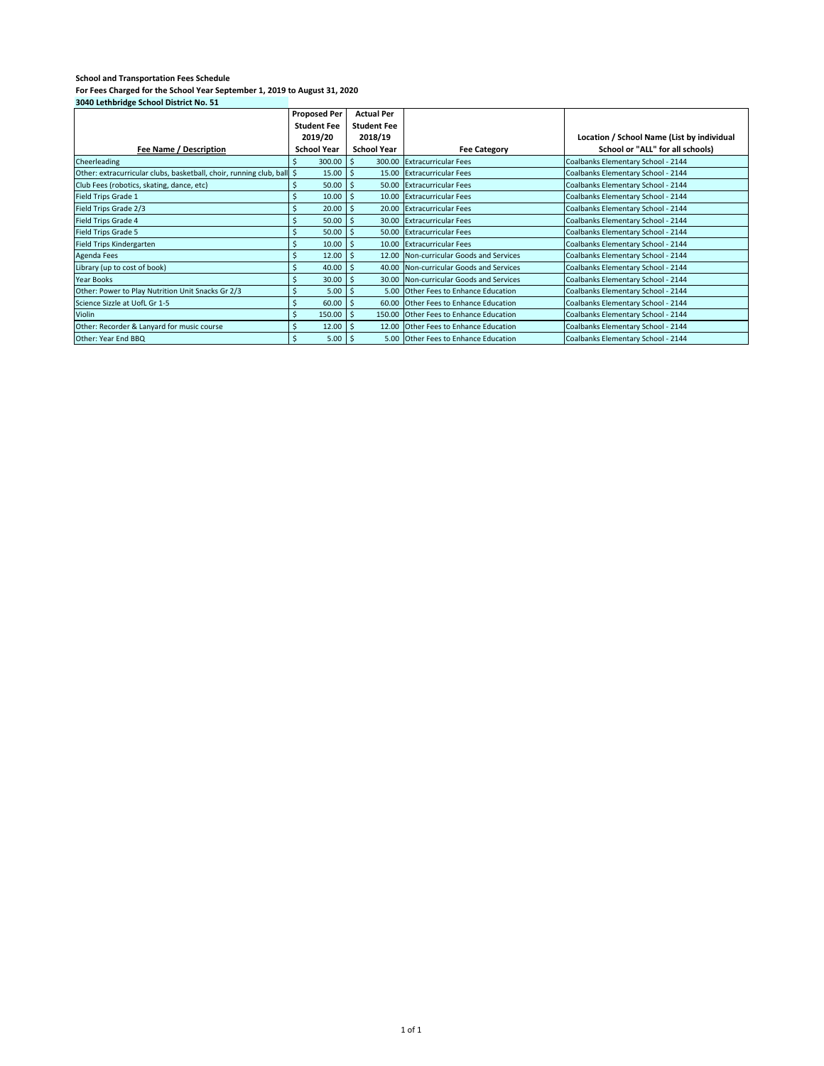**School and Transportation Fees Schedule**

**For Fees Charged for the School Year September 1, 2019 to August 31, 2020**

**3040 Lethbridge School District No. 51**

| Fee Name / Description | Proposed Per Student Fee 2019/20 School Year | Actual Per Student Fee 2018/19 School Year | Fee Category | Location / School Name (List by individual School or "ALL" for all schools) |
|---|---|---|---|---|
| Cheerleading | $ 300.00 | $ 300.00 | Extracurricular Fees | Coalbanks Elementary School - 2144 |
| Other: extracurricular clubs, basketball, choir, running club, ball | $ 15.00 | $ 15.00 | Extracurricular Fees | Coalbanks Elementary School - 2144 |
| Club Fees (robotics, skating, dance, etc) | $ 50.00 | $ 50.00 | Extracurricular Fees | Coalbanks Elementary School - 2144 |
| Field Trips Grade 1 | $ 10.00 | $ 10.00 | Extracurricular Fees | Coalbanks Elementary School - 2144 |
| Field Trips Grade 2/3 | $ 20.00 | $ 20.00 | Extracurricular Fees | Coalbanks Elementary School - 2144 |
| Field Trips Grade 4 | $ 50.00 | $ 30.00 | Extracurricular Fees | Coalbanks Elementary School - 2144 |
| Field Trips Grade 5 | $ 50.00 | $ 50.00 | Extracurricular Fees | Coalbanks Elementary School - 2144 |
| Field Trips Kindergarten | $ 10.00 | $ 10.00 | Extracurricular Fees | Coalbanks Elementary School - 2144 |
| Agenda Fees | $ 12.00 | $ 12.00 | Non-curricular Goods and Services | Coalbanks Elementary School - 2144 |
| Library (up to cost of book) | $ 40.00 | $ 40.00 | Non-curricular Goods and Services | Coalbanks Elementary School - 2144 |
| Year Books | $ 30.00 | $ 30.00 | Non-curricular Goods and Services | Coalbanks Elementary School - 2144 |
| Other: Power to Play Nutrition Unit Snacks Gr 2/3 | $ 5.00 | $ 5.00 | Other Fees to Enhance Education | Coalbanks Elementary School - 2144 |
| Science Sizzle at UofL Gr 1-5 | $ 60.00 | $ 60.00 | Other Fees to Enhance Education | Coalbanks Elementary School - 2144 |
| Violin | $ 150.00 | $ 150.00 | Other Fees to Enhance Education | Coalbanks Elementary School - 2144 |
| Other: Recorder & Lanyard for music course | $ 12.00 | $ 12.00 | Other Fees to Enhance Education | Coalbanks Elementary School - 2144 |
| Other: Year End BBQ | $ 5.00 | $ 5.00 | Other Fees to Enhance Education | Coalbanks Elementary School - 2144 |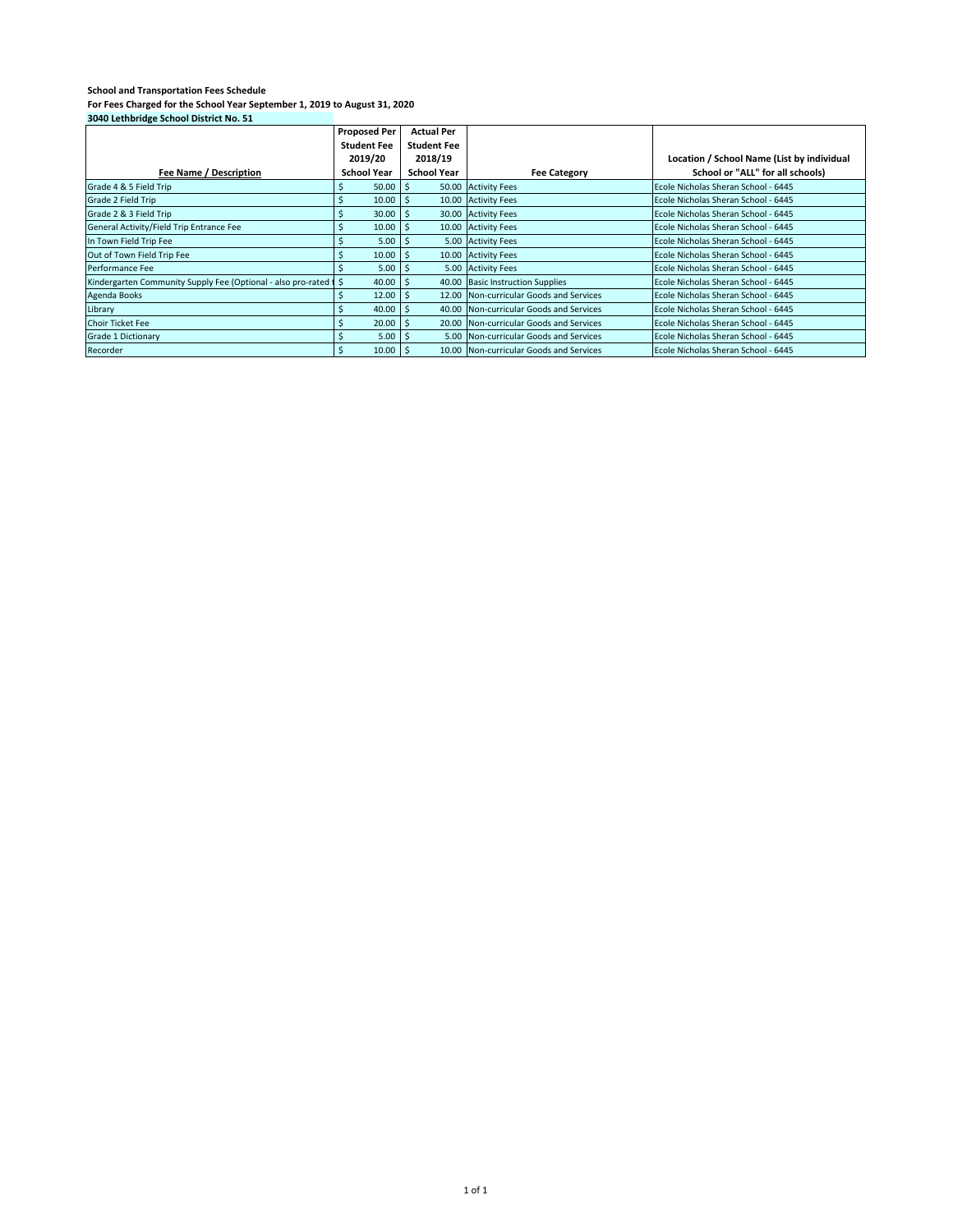**School and Transportation Fees Schedule**

**For Fees Charged for the School Year September 1, 2019 to August 31, 2020**

**3040 Lethbridge School District No. 51**

| Fee Name / Description | Proposed Per Student Fee 2019/20 School Year | Actual Per Student Fee 2018/19 School Year | Fee Category | Location / School Name (List by individual School or "ALL" for all schools) |
|---|---|---|---|---|
| Grade 4 & 5 Field Trip | $ 50.00 | $ 50.00 | Activity Fees | Ecole Nicholas Sheran School - 6445 |
| Grade 2 Field Trip | $ 10.00 | $ 10.00 | Activity Fees | Ecole Nicholas Sheran School - 6445 |
| Grade 2 & 3 Field Trip | $ 30.00 | $ 30.00 | Activity Fees | Ecole Nicholas Sheran School - 6445 |
| General Activity/Field Trip Entrance Fee | $ 10.00 | $ 10.00 | Activity Fees | Ecole Nicholas Sheran School - 6445 |
| In Town Field Trip Fee | $ 5.00 | $ 5.00 | Activity Fees | Ecole Nicholas Sheran School - 6445 |
| Out of Town Field Trip Fee | $ 10.00 | $ 10.00 | Activity Fees | Ecole Nicholas Sheran School - 6445 |
| Performance Fee | $ 5.00 | $ 5.00 | Activity Fees | Ecole Nicholas Sheran School - 6445 |
| Kindergarten Community Supply Fee (Optional - also pro-rated t | $ 40.00 | $ 40.00 | Basic Instruction Supplies | Ecole Nicholas Sheran School - 6445 |
| Agenda Books | $ 12.00 | $ 12.00 | Non-curricular Goods and Services | Ecole Nicholas Sheran School - 6445 |
| Library | $ 40.00 | $ 40.00 | Non-curricular Goods and Services | Ecole Nicholas Sheran School - 6445 |
| Choir Ticket Fee | $ 20.00 | $ 20.00 | Non-curricular Goods and Services | Ecole Nicholas Sheran School - 6445 |
| Grade 1 Dictionary | $ 5.00 | $ 5.00 | Non-curricular Goods and Services | Ecole Nicholas Sheran School - 6445 |
| Recorder | $ 10.00 | $ 10.00 | Non-curricular Goods and Services | Ecole Nicholas Sheran School - 6445 |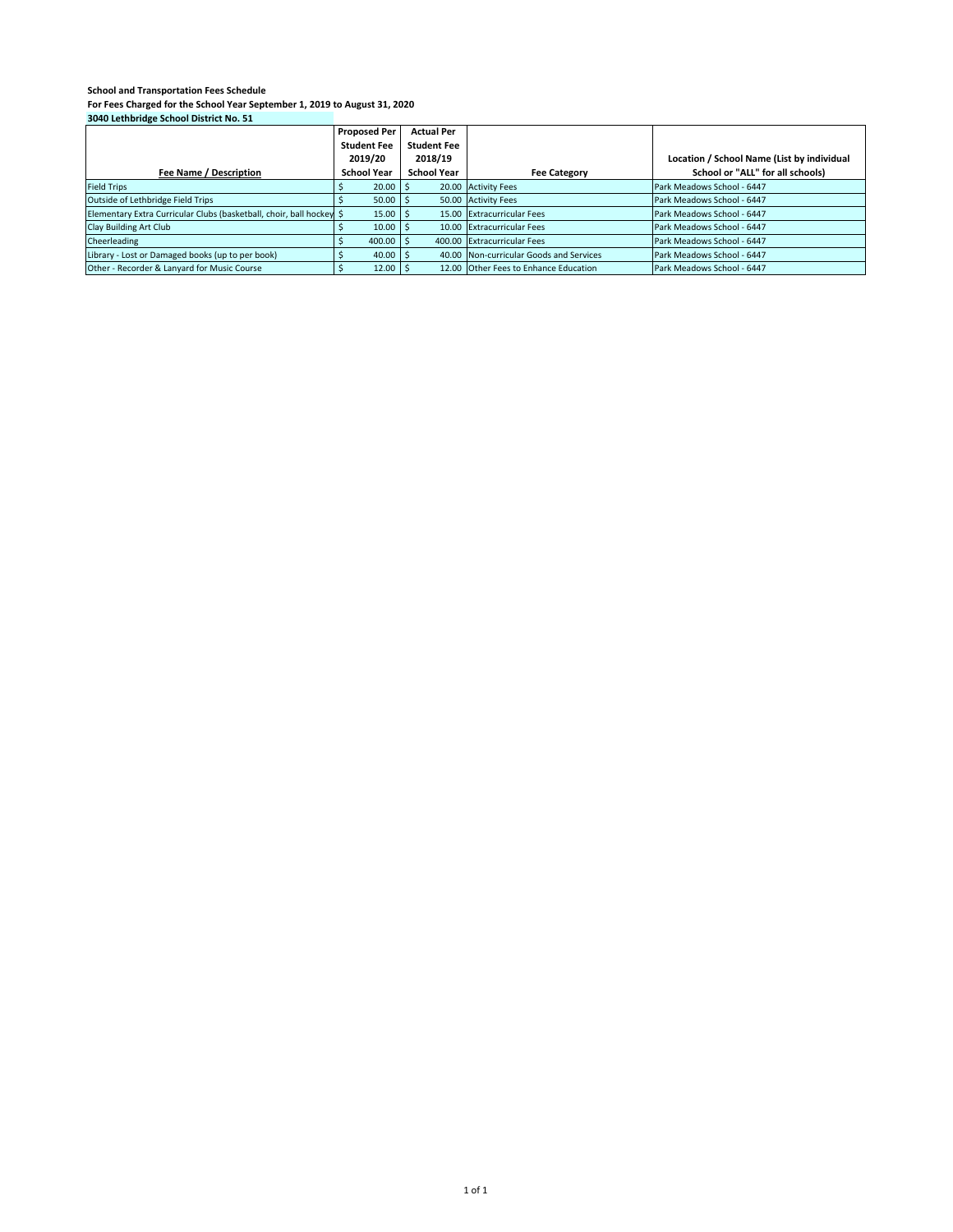**School and Transportation Fees Schedule**

**For Fees Charged for the School Year September 1, 2019 to August 31, 2020**

**3040 Lethbridge School District No. 51**

| Fee Name / Description | Proposed Per Student Fee 2019/20 School Year | Actual Per Student Fee 2018/19 School Year | Fee Category | Location / School Name (List by individual School or "ALL" for all schools) |
|---|---|---|---|---|
| Field Trips | $ 20.00 | $ 20.00 | Activity Fees | Park Meadows School - 6447 |
| Outside of Lethbridge Field Trips | $ 50.00 | $ 50.00 | Activity Fees | Park Meadows School - 6447 |
| Elementary Extra Curricular Clubs (basketball, choir, ball hockey | $ 15.00 | $ 15.00 | Extracurricular Fees | Park Meadows School - 6447 |
| Clay Building Art Club | $ 10.00 | $ 10.00 | Extracurricular Fees | Park Meadows School - 6447 |
| Cheerleading | $ 400.00 | $ 400.00 | Extracurricular Fees | Park Meadows School - 6447 |
| Library - Lost or Damaged books (up to per book) | $ 40.00 | $ 40.00 | Non-curricular Goods and Services | Park Meadows School - 6447 |
| Other - Recorder & Lanyard for Music Course | $ 12.00 | $ 12.00 | Other Fees to Enhance Education | Park Meadows School - 6447 |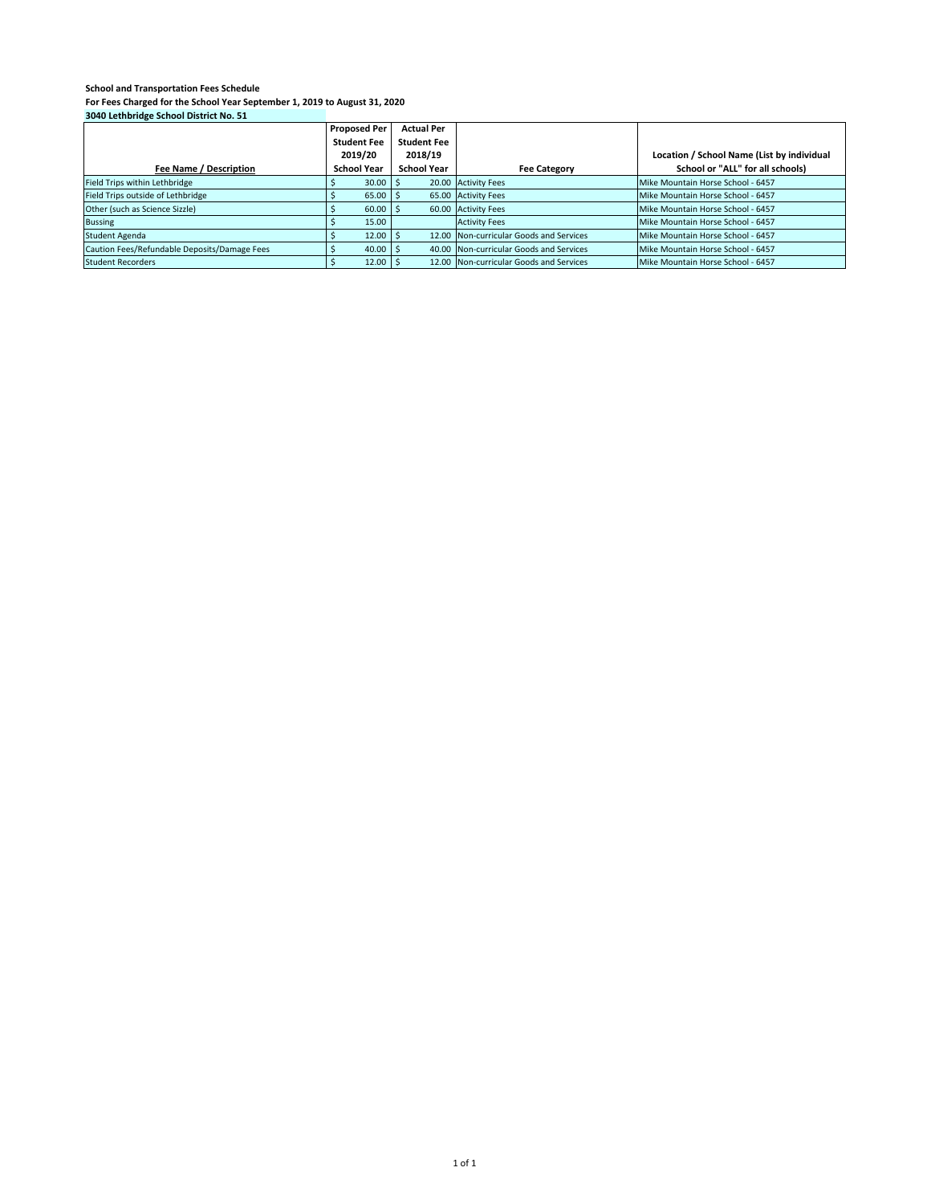**School and Transportation Fees Schedule**
**For Fees Charged for the School Year September 1, 2019 to August 31, 2020**
**3040 Lethbridge School District No. 51**

| Fee Name / Description | Proposed Per Student Fee 2019/20 School Year | Actual Per Student Fee 2018/19 School Year | Fee Category | Location / School Name (List by individual School or "ALL" for all schools) |
|---|---|---|---|---|
| Field Trips within Lethbridge | $ 30.00 | $ 20.00 | Activity Fees | Mike Mountain Horse School - 6457 |
| Field Trips outside of Lethbridge | $ 65.00 | $ 65.00 | Activity Fees | Mike Mountain Horse School - 6457 |
| Other (such as Science Sizzle) | $ 60.00 | $ 60.00 | Activity Fees | Mike Mountain Horse School - 6457 |
| Bussing | $ 15.00 | | Activity Fees | Mike Mountain Horse School - 6457 |
| Student Agenda | $ 12.00 | $ 12.00 | Non-curricular Goods and Services | Mike Mountain Horse School - 6457 |
| Caution Fees/Refundable Deposits/Damage Fees | $ 40.00 | $ 40.00 | Non-curricular Goods and Services | Mike Mountain Horse School - 6457 |
| Student Recorders | $ 12.00 | $ 12.00 | Non-curricular Goods and Services | Mike Mountain Horse School - 6457 |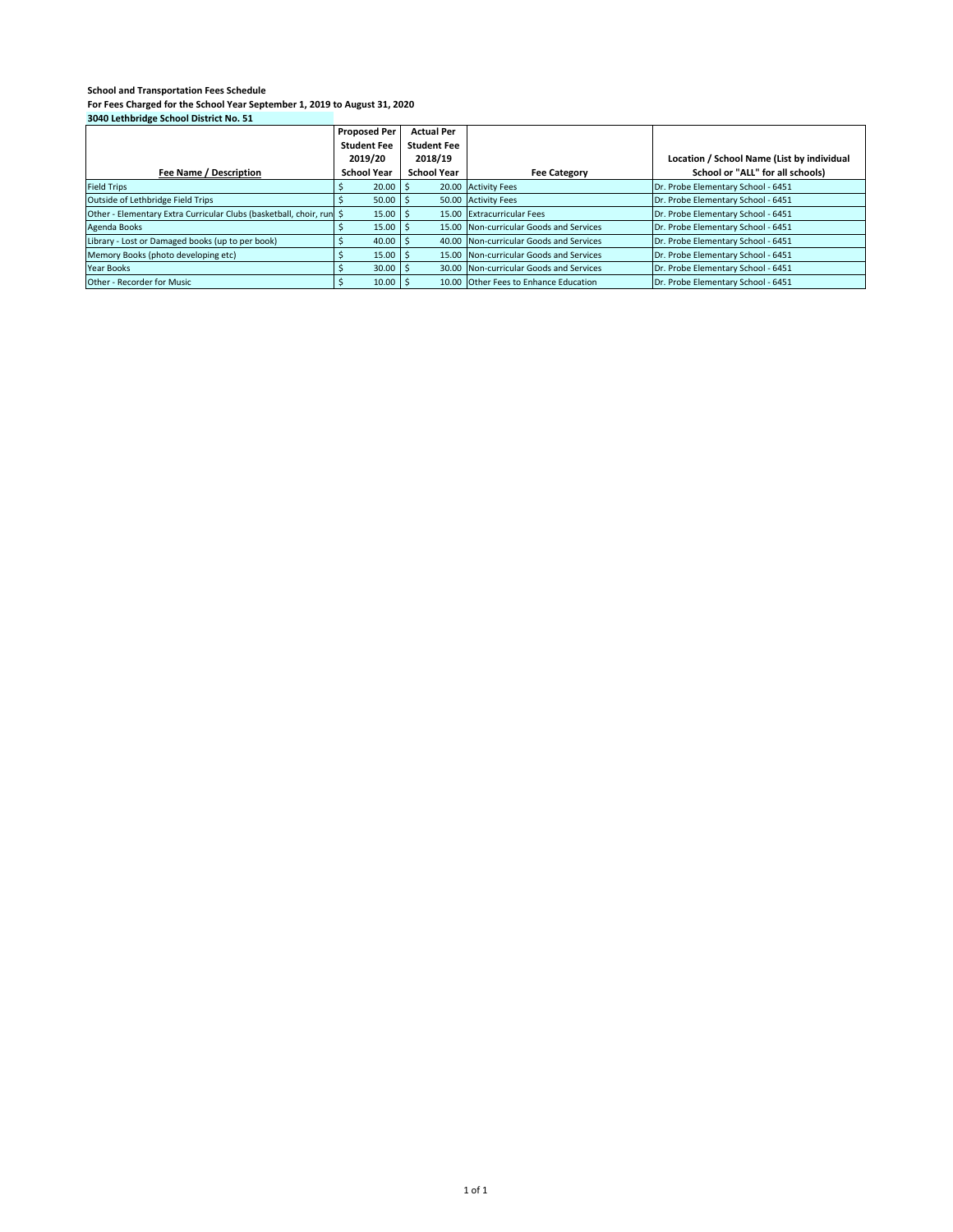**School and Transportation Fees Schedule**

**For Fees Charged for the School Year September 1, 2019 to August 31, 2020**

**3040 Lethbridge School District No. 51**

| Fee Name / Description | Proposed Per Student Fee 2019/20 School Year | Actual Per Student Fee 2018/19 School Year | Fee Category | Location / School Name (List by individual School or "ALL" for all schools) |
|---|---|---|---|---|
| Field Trips | $ 20.00 | $ 20.00 | Activity Fees | Dr. Probe Elementary School - 6451 |
| Outside of Lethbridge Field Trips | $ 50.00 | $ 50.00 | Activity Fees | Dr. Probe Elementary School - 6451 |
| Other - Elementary Extra Curricular Clubs (basketball, choir, run | $ 15.00 | $ 15.00 | Extracurricular Fees | Dr. Probe Elementary School - 6451 |
| Agenda Books | $ 15.00 | $ 15.00 | Non-curricular Goods and Services | Dr. Probe Elementary School - 6451 |
| Library - Lost or Damaged books (up to per book) | $ 40.00 | $ 40.00 | Non-curricular Goods and Services | Dr. Probe Elementary School - 6451 |
| Memory Books (photo developing etc) | $ 15.00 | $ 15.00 | Non-curricular Goods and Services | Dr. Probe Elementary School - 6451 |
| Year Books | $ 30.00 | $ 30.00 | Non-curricular Goods and Services | Dr. Probe Elementary School - 6451 |
| Other - Recorder for Music | $ 10.00 | $ 10.00 | Other Fees to Enhance Education | Dr. Probe Elementary School - 6451 |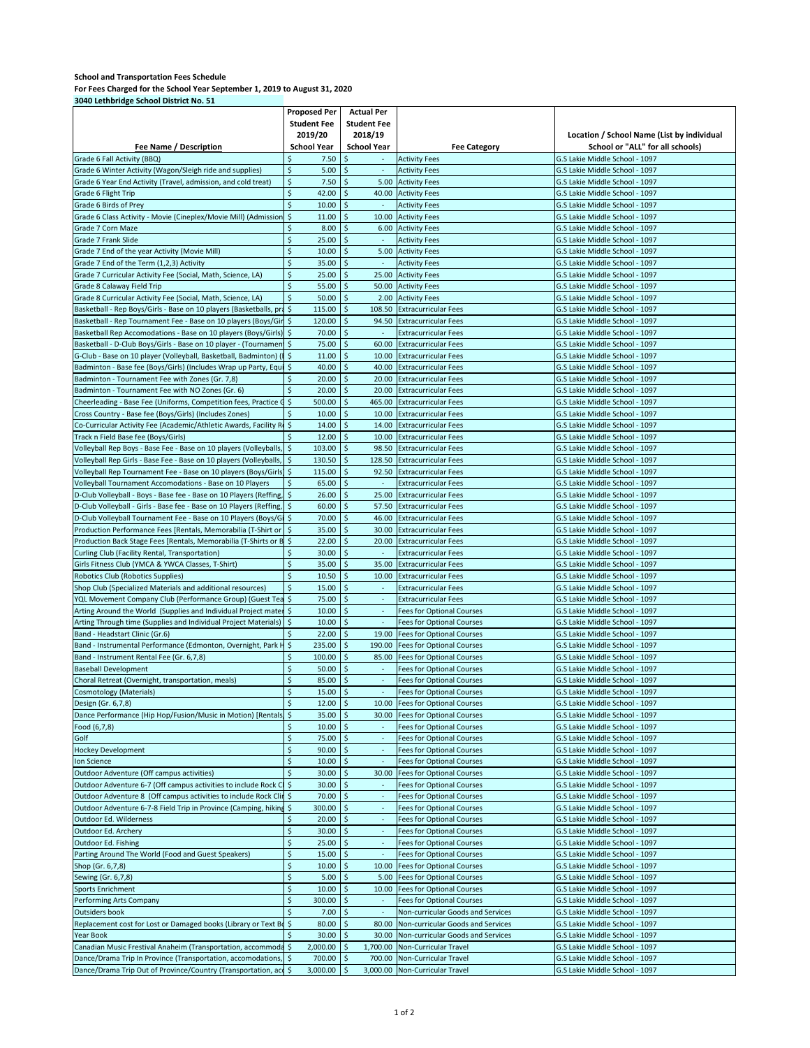**School and Transportation Fees Schedule**

**For Fees Charged for the School Year September 1, 2019 to August 31, 2020**

**3040 Lethbridge School District No. 51**

| Fee Name / Description | Proposed Per Student Fee 2019/20 School Year | Actual Per Student Fee 2018/19 School Year | Fee Category | Location / School Name (List by individual School or "ALL" for all schools) |
|---|---|---|---|---|
| Grade 6 Fall Activity (BBQ) | $ 7.50 | $ - | Activity Fees | G.S Lakie Middle School - 1097 |
| Grade 6 Winter Activity (Wagon/Sleigh ride and supplies) | $ 5.00 | $ - | Activity Fees | G.S Lakie Middle School - 1097 |
| Grade 6 Year End Activity (Travel, admission, and cold treat) | $ 7.50 | $ 5.00 | Activity Fees | G.S Lakie Middle School - 1097 |
| Grade 6 Flight Trip | $ 42.00 | $ 40.00 | Activity Fees | G.S Lakie Middle School - 1097 |
| Grade 6 Birds of Prey | $ 10.00 | $ - | Activity Fees | G.S Lakie Middle School - 1097 |
| Grade 6 Class Activity - Movie (Cineplex/Movie Mill) (Admission | $ 11.00 | $ 10.00 | Activity Fees | G.S Lakie Middle School - 1097 |
| Grade 7 Corn Maze | $ 8.00 | $ 6.00 | Activity Fees | G.S Lakie Middle School - 1097 |
| Grade 7 Frank Slide | $ 25.00 | $ - | Activity Fees | G.S Lakie Middle School - 1097 |
| Grade 7 End of the year Activity (Movie Mill) | $ 10.00 | $ 5.00 | Activity Fees | G.S Lakie Middle School - 1097 |
| Grade 7 End of the Term (1,2,3) Activity | $ 35.00 | $ - | Activity Fees | G.S Lakie Middle School - 1097 |
| Grade 7 Curricular Activity Fee (Social, Math, Science, LA) | $ 25.00 | $ 25.00 | Activity Fees | G.S Lakie Middle School - 1097 |
| Grade 8 Calaway Field Trip | $ 55.00 | $ 50.00 | Activity Fees | G.S Lakie Middle School - 1097 |
| Grade 8 Curricular Activity Fee (Social, Math, Science, LA) | $ 50.00 | $ 2.00 | Activity Fees | G.S Lakie Middle School - 1097 |
| Basketball - Rep Boys/Girls - Base on 10 players (Basketballs, pra | $ 115.00 | $ 108.50 | Extracurricular Fees | G.S Lakie Middle School - 1097 |
| Basketball - Rep Tournament Fee - Base on 10 players (Boys/Gir | $ 120.00 | $ 94.50 | Extracurricular Fees | G.S Lakie Middle School - 1097 |
| Basketball Rep Accomodations - Base on 10 players (Boys/Girls) | $ 70.00 | $ - | Extracurricular Fees | G.S Lakie Middle School - 1097 |
| Basketball - D-Club Boys/Girls - Base on 10 player - (Tournamen | $ 75.00 | $ 60.00 | Extracurricular Fees | G.S Lakie Middle School - 1097 |
| G-Club - Base on 10 player (Volleyball, Basketball, Badminton) (I | $ 11.00 | $ 10.00 | Extracurricular Fees | G.S Lakie Middle School - 1097 |
| Badminton - Base fee (Boys/Girls) (Includes Wrap up Party, Equi | $ 40.00 | $ 40.00 | Extracurricular Fees | G.S Lakie Middle School - 1097 |
| Badminton - Tournament Fee with Zones (Gr. 7,8) | $ 20.00 | $ 20.00 | Extracurricular Fees | G.S Lakie Middle School - 1097 |
| Badminton - Tournament Fee with NO Zones (Gr. 6) | $ 20.00 | $ 20.00 | Extracurricular Fees | G.S Lakie Middle School - 1097 |
| Cheerleading - Base Fee (Uniforms, Competition fees, Practice C | $ 500.00 | $ 465.00 | Extracurricular Fees | G.S Lakie Middle School - 1097 |
| Cross Country - Base fee (Boys/Girls) (Includes Zones) | $ 10.00 | $ 10.00 | Extracurricular Fees | G.S Lakie Middle School - 1097 |
| Co-Curricular Activity Fee (Academic/Athletic Awards, Facility Re | $ 14.00 | $ 14.00 | Extracurricular Fees | G.S Lakie Middle School - 1097 |
| Track n Field Base fee (Boys/Girls) | $ 12.00 | $ 10.00 | Extracurricular Fees | G.S Lakie Middle School - 1097 |
| Volleyball Rep Boys - Base Fee - Base on 10 players (Volleyballs, | $ 103.00 | $ 98.50 | Extracurricular Fees | G.S Lakie Middle School - 1097 |
| Volleyball Rep Girls - Base Fee - Base on 10 players (Volleyballs, | $ 130.50 | $ 128.50 | Extracurricular Fees | G.S Lakie Middle School - 1097 |
| Volleyball Rep Tournament Fee - Base on 10 players (Boys/Girls) | $ 115.00 | $ 92.50 | Extracurricular Fees | G.S Lakie Middle School - 1097 |
| Volleyball Tournament Accomodations - Base on 10 Players | $ 65.00 | $ - | Extracurricular Fees | G.S Lakie Middle School - 1097 |
| D-Club Volleyball - Boys - Base fee - Base on 10 Players (Reffing, | $ 26.00 | $ 25.00 | Extracurricular Fees | G.S Lakie Middle School - 1097 |
| D-Club Volleyball - Girls - Base fee - Base on 10 Players (Reffing, | $ 60.00 | $ 57.50 | Extracurricular Fees | G.S Lakie Middle School - 1097 |
| D-Club Volleyball Tournament Fee - Base on 10 Players (Boys/Gi | $ 70.00 | $ 46.00 | Extracurricular Fees | G.S Lakie Middle School - 1097 |
| Production Performance Fees [Rentals, Memorabilia (T-Shirt or | $ 35.00 | $ 30.00 | Extracurricular Fees | G.S Lakie Middle School - 1097 |
| Production Back Stage Fees [Rentals, Memorabilia (T-Shirts or B | $ 22.00 | $ 20.00 | Extracurricular Fees | G.S Lakie Middle School - 1097 |
| Curling Club (Facility Rental, Transportation) | $ 30.00 | $ - | Extracurricular Fees | G.S Lakie Middle School - 1097 |
| Girls Fitness Club (YMCA & YWCA Classes, T-Shirt) | $ 35.00 | $ 35.00 | Extracurricular Fees | G.S Lakie Middle School - 1097 |
| Robotics Club (Robotics Supplies) | $ 10.50 | $ 10.00 | Extracurricular Fees | G.S Lakie Middle School - 1097 |
| Shop Club (Specialized Materials and additional resources) | $ 15.00 | $ - | Extracurricular Fees | G.S Lakie Middle School - 1097 |
| YQL Movement Company Club (Performance Group) (Guest Tea | $ 75.00 | $ - | Extracurricular Fees | G.S Lakie Middle School - 1097 |
| Arting Around the World (Supplies and Individual Project mater | $ 10.00 | $ - | Fees for Optional Courses | G.S Lakie Middle School - 1097 |
| Arting Through time (Supplies and Individual Project Materials) | $ 10.00 | $ - | Fees for Optional Courses | G.S Lakie Middle School - 1097 |
| Band - Headstart Clinic (Gr.6) | $ 22.00 | $ 19.00 | Fees for Optional Courses | G.S Lakie Middle School - 1097 |
| Band - Instrumental Performance (Edmonton, Overnight, Park H | $ 235.00 | $ 190.00 | Fees for Optional Courses | G.S Lakie Middle School - 1097 |
| Band - Instrument Rental Fee (Gr. 6,7,8) | $ 100.00 | $ 85.00 | Fees for Optional Courses | G.S Lakie Middle School - 1097 |
| Baseball Development | $ 50.00 | $ - | Fees for Optional Courses | G.S Lakie Middle School - 1097 |
| Choral Retreat (Overnight, transportation, meals) | $ 85.00 | $ - | Fees for Optional Courses | G.S Lakie Middle School - 1097 |
| Cosmotology (Materials) | $ 15.00 | $ - | Fees for Optional Courses | G.S Lakie Middle School - 1097 |
| Design (Gr. 6,7,8) | $ 12.00 | $ 10.00 | Fees for Optional Courses | G.S Lakie Middle School - 1097 |
| Dance Performance (Hip Hop/Fusion/Music in Motion) [Rentals, | $ 35.00 | $ 30.00 | Fees for Optional Courses | G.S Lakie Middle School - 1097 |
| Food (6,7,8) | $ 10.00 | $ - | Fees for Optional Courses | G.S Lakie Middle School - 1097 |
| Golf | $ 75.00 | $ - | Fees for Optional Courses | G.S Lakie Middle School - 1097 |
| Hockey Development | $ 90.00 | $ - | Fees for Optional Courses | G.S Lakie Middle School - 1097 |
| Ion Science | $ 10.00 | $ - | Fees for Optional Courses | G.S Lakie Middle School - 1097 |
| Outdoor Adventure (Off campus activities) | $ 30.00 | $ 30.00 | Fees for Optional Courses | G.S Lakie Middle School - 1097 |
| Outdoor Adventure 6-7 (Off campus activities to include Rock Cl | $ 30.00 | $ - | Fees for Optional Courses | G.S Lakie Middle School - 1097 |
| Outdoor Adventure 8 (Off campus activities to include Rock Clin | $ 70.00 | $ - | Fees for Optional Courses | G.S Lakie Middle School - 1097 |
| Outdoor Adventure 6-7-8 Field Trip in Province (Camping, hiking | $ 300.00 | $ - | Fees for Optional Courses | G.S Lakie Middle School - 1097 |
| Outdoor Ed. Wilderness | $ 20.00 | $ - | Fees for Optional Courses | G.S Lakie Middle School - 1097 |
| Outdoor Ed. Archery | $ 30.00 | $ - | Fees for Optional Courses | G.S Lakie Middle School - 1097 |
| Outdoor Ed. Fishing | $ 25.00 | $ - | Fees for Optional Courses | G.S Lakie Middle School - 1097 |
| Parting Around The World (Food and Guest Speakers) | $ 15.00 | $ - | Fees for Optional Courses | G.S Lakie Middle School - 1097 |
| Shop (Gr. 6,7,8) | $ 10.00 | $ 10.00 | Fees for Optional Courses | G.S Lakie Middle School - 1097 |
| Sewing (Gr. 6,7,8) | $ 5.00 | $ 5.00 | Fees for Optional Courses | G.S Lakie Middle School - 1097 |
| Sports Enrichment | $ 10.00 | $ 10.00 | Fees for Optional Courses | G.S Lakie Middle School - 1097 |
| Performing Arts Company | $ 300.00 | $ - | Fees for Optional Courses | G.S Lakie Middle School - 1097 |
| Outsiders book | $ 7.00 | $ - | Non-curricular Goods and Services | G.S Lakie Middle School - 1097 |
| Replacement cost for Lost or Damaged books (Library or Text Bo | $ 80.00 | $ 80.00 | Non-curricular Goods and Services | G.S Lakie Middle School - 1097 |
| Year Book | $ 30.00 | $ 30.00 | Non-curricular Goods and Services | G.S Lakie Middle School - 1097 |
| Canadian Music Festival Anaheim (Transportation, accommoda | $ 2,000.00 | $ 1,700.00 | Non-Curricular Travel | G.S Lakie Middle School - 1097 |
| Dance/Drama Trip In Province (Transportation, accomodations, | $ 700.00 | $ 700.00 | Non-Curricular Travel | G.S Lakie Middle School - 1097 |
| Dance/Drama Trip Out of Province/Country (Transportation, acc | $ 3,000.00 | $ 3,000.00 | Non-Curricular Travel | G.S Lakie Middle School - 1097 |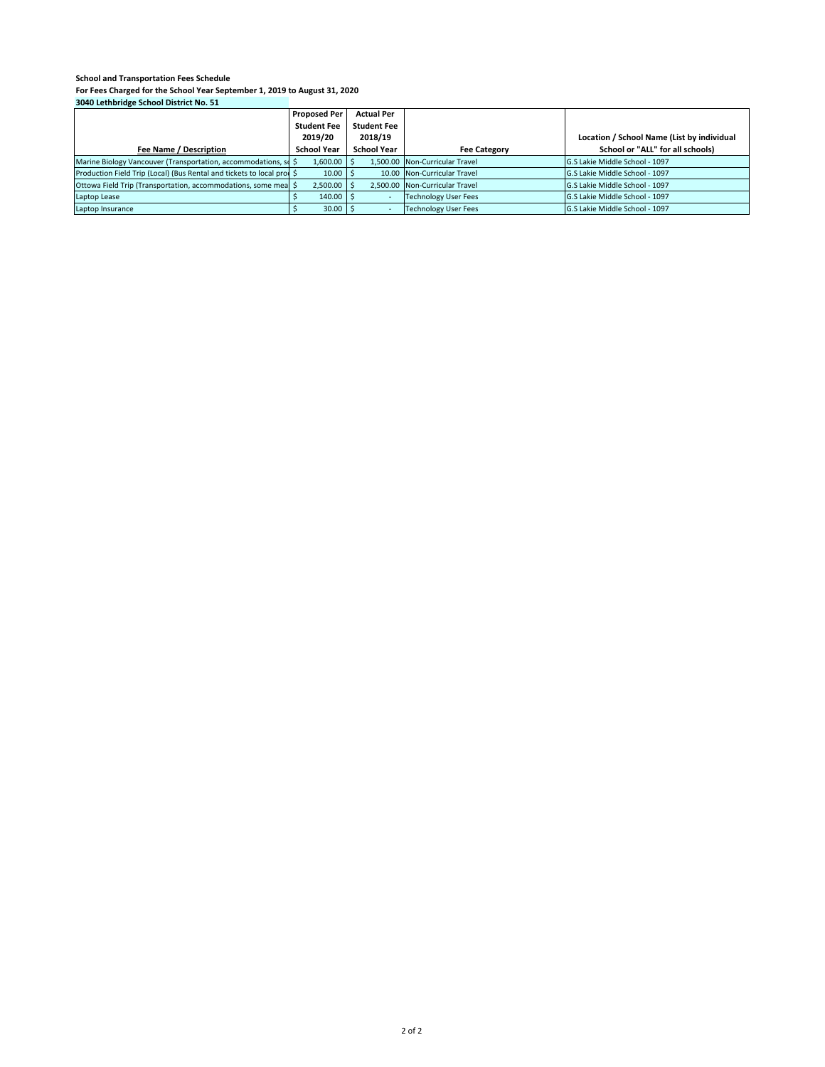**School and Transportation Fees Schedule**

**For Fees Charged for the School Year September 1, 2019 to August 31, 2020**

**3040 Lethbridge School District No. 51**

| Fee Name / Description | Proposed Per Student Fee 2019/20 School Year | Actual Per Student Fee 2018/19 School Year | Fee Category | Location / School Name (List by individual School or "ALL" for all schools) |
|---|---|---|---|---|
| Marine Biology Vancouver (Transportation, accommodations, so | $ 1,600.00 | $ 1,500.00 | Non-Curricular Travel | G.S Lakie Middle School - 1097 |
| Production Field Trip (Local) (Bus Rental and tickets to local pro | $ 10.00 | $ 10.00 | Non-Curricular Travel | G.S Lakie Middle School - 1097 |
| Ottowa Field Trip (Transportation, accommodations, some mea | $ 2,500.00 | $ 2,500.00 | Non-Curricular Travel | G.S Lakie Middle School - 1097 |
| Laptop Lease | $ 140.00 | $ - | Technology User Fees | G.S Lakie Middle School - 1097 |
| Laptop Insurance | $ 30.00 | $ - | Technology User Fees | G.S Lakie Middle School - 1097 |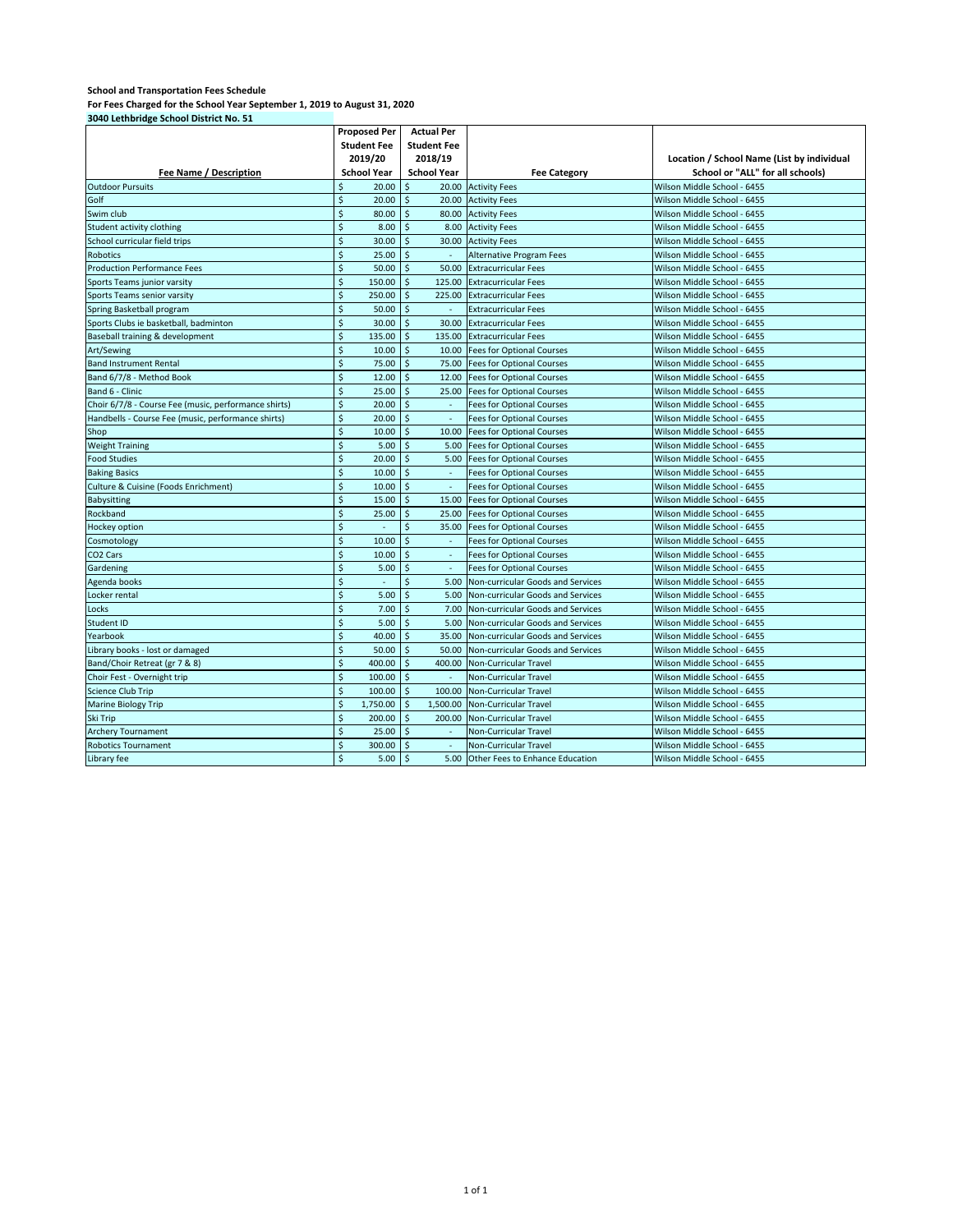**School and Transportation Fees Schedule**

**For Fees Charged for the School Year September 1, 2019 to August 31, 2020**

**3040 Lethbridge School District No. 51**

| Fee Name / Description | Proposed Per Student Fee 2019/20 School Year | Actual Per Student Fee 2018/19 School Year | Fee Category | Location / School Name (List by individual School or "ALL" for all schools) |
|---|---|---|---|---|
| Outdoor Pursuits | $ 20.00 | $ 20.00 | Activity Fees | Wilson Middle School - 6455 |
| Golf | $ 20.00 | $ 20.00 | Activity Fees | Wilson Middle School - 6455 |
| Swim club | $ 80.00 | $ 80.00 | Activity Fees | Wilson Middle School - 6455 |
| Student activity clothing | $ 8.00 | $ 8.00 | Activity Fees | Wilson Middle School - 6455 |
| School curricular field trips | $ 30.00 | $ 30.00 | Activity Fees | Wilson Middle School - 6455 |
| Robotics | $ 25.00 | $ - | Alternative Program Fees | Wilson Middle School - 6455 |
| Production Performance Fees | $ 50.00 | $ 50.00 | Extracurricular Fees | Wilson Middle School - 6455 |
| Sports Teams junior varsity | $ 150.00 | $ 125.00 | Extracurricular Fees | Wilson Middle School - 6455 |
| Sports Teams senior varsity | $ 250.00 | $ 225.00 | Extracurricular Fees | Wilson Middle School - 6455 |
| Spring Basketball program | $ 50.00 | $ - | Extracurricular Fees | Wilson Middle School - 6455 |
| Sports Clubs ie basketball, badminton | $ 30.00 | $ 30.00 | Extracurricular Fees | Wilson Middle School - 6455 |
| Baseball training & development | $ 135.00 | $ 135.00 | Extracurricular Fees | Wilson Middle School - 6455 |
| Art/Sewing | $ 10.00 | $ 10.00 | Fees for Optional Courses | Wilson Middle School - 6455 |
| Band Instrument Rental | $ 75.00 | $ 75.00 | Fees for Optional Courses | Wilson Middle School - 6455 |
| Band 6/7/8 - Method Book | $ 12.00 | $ 12.00 | Fees for Optional Courses | Wilson Middle School - 6455 |
| Band 6 - Clinic | $ 25.00 | $ 25.00 | Fees for Optional Courses | Wilson Middle School - 6455 |
| Choir 6/7/8 - Course Fee (music, performance shirts) | $ 20.00 | $ - | Fees for Optional Courses | Wilson Middle School - 6455 |
| Handbells - Course Fee (music, performance shirts) | $ 20.00 | $ - | Fees for Optional Courses | Wilson Middle School - 6455 |
| Shop | $ 10.00 | $ 10.00 | Fees for Optional Courses | Wilson Middle School - 6455 |
| Weight Training | $ 5.00 | $ 5.00 | Fees for Optional Courses | Wilson Middle School - 6455 |
| Food Studies | $ 20.00 | $ 5.00 | Fees for Optional Courses | Wilson Middle School - 6455 |
| Baking Basics | $ 10.00 | $ - | Fees for Optional Courses | Wilson Middle School - 6455 |
| Culture & Cuisine (Foods Enrichment) | $ 10.00 | $ - | Fees for Optional Courses | Wilson Middle School - 6455 |
| Babysitting | $ 15.00 | $ 15.00 | Fees for Optional Courses | Wilson Middle School - 6455 |
| Rockband | $ 25.00 | $ 25.00 | Fees for Optional Courses | Wilson Middle School - 6455 |
| Hockey option | $ - | $ 35.00 | Fees for Optional Courses | Wilson Middle School - 6455 |
| Cosmotology | $ 10.00 | $ - | Fees for Optional Courses | Wilson Middle School - 6455 |
| CO2 Cars | $ 10.00 | $ - | Fees for Optional Courses | Wilson Middle School - 6455 |
| Gardening | $ 5.00 | $ - | Fees for Optional Courses | Wilson Middle School - 6455 |
| Agenda books | $ - | $ 5.00 | Non-curricular Goods and Services | Wilson Middle School - 6455 |
| Locker rental | $ 5.00 | $ 5.00 | Non-curricular Goods and Services | Wilson Middle School - 6455 |
| Locks | $ 7.00 | $ 7.00 | Non-curricular Goods and Services | Wilson Middle School - 6455 |
| Student ID | $ 5.00 | $ 5.00 | Non-curricular Goods and Services | Wilson Middle School - 6455 |
| Yearbook | $ 40.00 | $ 35.00 | Non-curricular Goods and Services | Wilson Middle School - 6455 |
| Library books - lost or damaged | $ 50.00 | $ 50.00 | Non-curricular Goods and Services | Wilson Middle School - 6455 |
| Band/Choir Retreat (gr 7 & 8) | $ 400.00 | $ 400.00 | Non-Curricular Travel | Wilson Middle School - 6455 |
| Choir Fest - Overnight trip | $ 100.00 | $ - | Non-Curricular Travel | Wilson Middle School - 6455 |
| Science Club Trip | $ 100.00 | $ 100.00 | Non-Curricular Travel | Wilson Middle School - 6455 |
| Marine Biology Trip | $ 1,750.00 | $ 1,500.00 | Non-Curricular Travel | Wilson Middle School - 6455 |
| Ski Trip | $ 200.00 | $ 200.00 | Non-Curricular Travel | Wilson Middle School - 6455 |
| Archery Tournament | $ 25.00 | $ - | Non-Curricular Travel | Wilson Middle School - 6455 |
| Robotics Tournament | $ 300.00 | $ - | Non-Curricular Travel | Wilson Middle School - 6455 |
| Library fee | $ 5.00 | $ 5.00 | Other Fees to Enhance Education | Wilson Middle School - 6455 |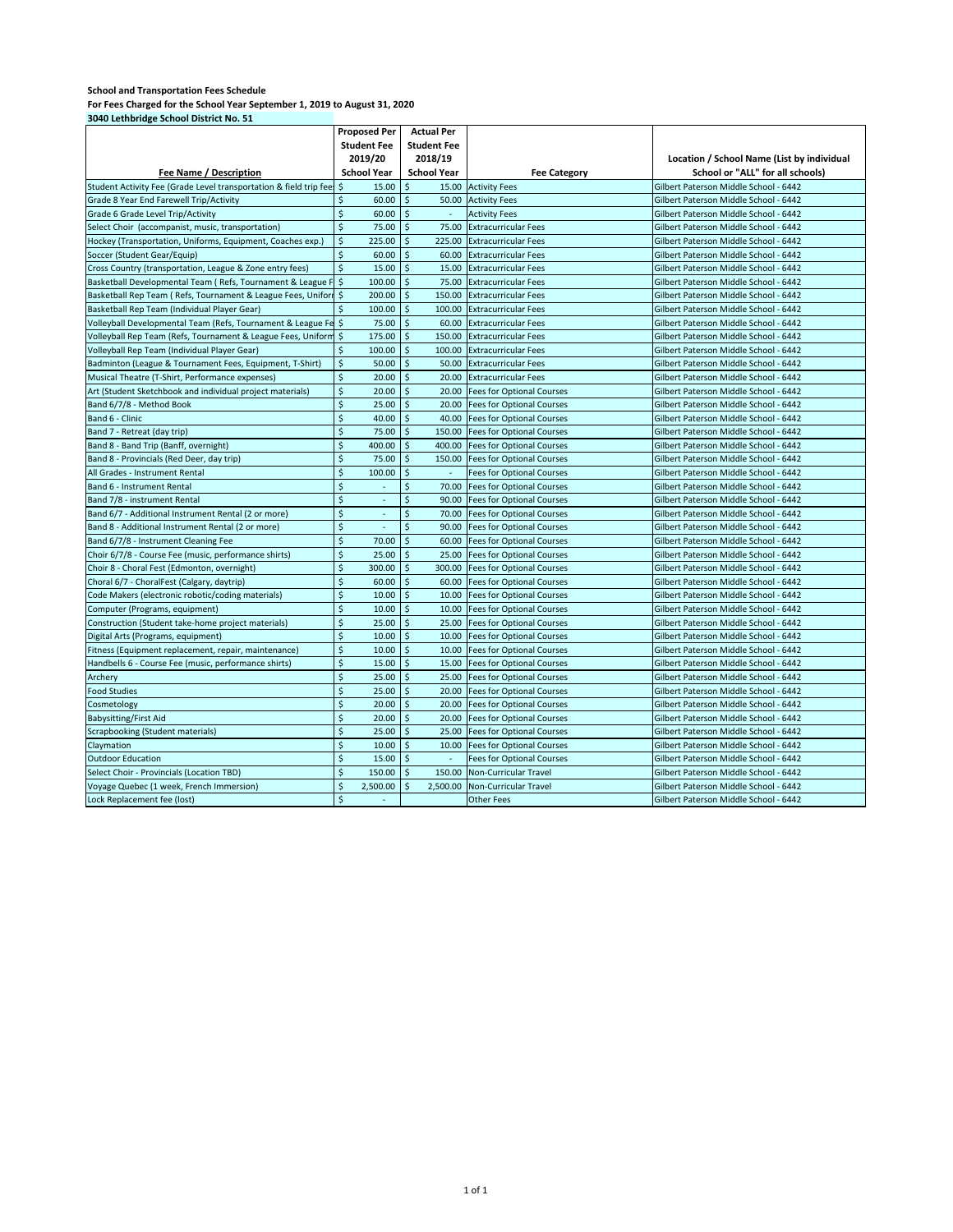**School and Transportation Fees Schedule**

**For Fees Charged for the School Year September 1, 2019 to August 31, 2020**

**3040 Lethbridge School District No. 51**

| Fee Name / Description | Proposed Per Student Fee 2019/20 School Year | Actual Per Student Fee 2018/19 School Year | Fee Category | Location / School Name (List by individual School or "ALL" for all schools) |
|---|---|---|---|---|
| Student Activity Fee (Grade Level transportation & field trip fee | $ 15.00 | $ 15.00 | Activity Fees | Gilbert Paterson Middle School - 6442 |
| Grade 8 Year End Farewell Trip/Activity | $ 60.00 | $ 50.00 | Activity Fees | Gilbert Paterson Middle School - 6442 |
| Grade 6 Grade Level Trip/Activity | $ 60.00 | $ - | Activity Fees | Gilbert Paterson Middle School - 6442 |
| Select Choir (accompanist, music, transportation) | $ 75.00 | $ 75.00 | Extracurricular Fees | Gilbert Paterson Middle School - 6442 |
| Hockey (Transportation, Uniforms, Equipment, Coaches exp.) | $ 225.00 | $ 225.00 | Extracurricular Fees | Gilbert Paterson Middle School - 6442 |
| Soccer (Student Gear/Equip) | $ 60.00 | $ 60.00 | Extracurricular Fees | Gilbert Paterson Middle School - 6442 |
| Cross Country (transportation, League & Zone entry fees) | $ 15.00 | $ 15.00 | Extracurricular Fees | Gilbert Paterson Middle School - 6442 |
| Basketball Developmental Team ( Refs, Tournament & League F | $ 100.00 | $ 75.00 | Extracurricular Fees | Gilbert Paterson Middle School - 6442 |
| Basketball Rep Team ( Refs, Tournament & League Fees, Unifor | $ 200.00 | $ 150.00 | Extracurricular Fees | Gilbert Paterson Middle School - 6442 |
| Basketball Rep Team (Individual Player Gear) | $ 100.00 | $ 100.00 | Extracurricular Fees | Gilbert Paterson Middle School - 6442 |
| Volleyball Developmental Team (Refs, Tournament & League Fe | $ 75.00 | $ 60.00 | Extracurricular Fees | Gilbert Paterson Middle School - 6442 |
| Volleyball Rep Team (Refs, Tournament & League Fees, Uniform | $ 175.00 | $ 150.00 | Extracurricular Fees | Gilbert Paterson Middle School - 6442 |
| Volleyball Rep Team (Individual Player Gear) | $ 100.00 | $ 100.00 | Extracurricular Fees | Gilbert Paterson Middle School - 6442 |
| Badminton (League & Tournament Fees, Equipment, T-Shirt) | $ 50.00 | $ 50.00 | Extracurricular Fees | Gilbert Paterson Middle School - 6442 |
| Musical Theatre (T-Shirt, Performance expenses) | $ 20.00 | $ 20.00 | Extracurricular Fees | Gilbert Paterson Middle School - 6442 |
| Art (Student Sketchbook and individual project materials) | $ 20.00 | $ 20.00 | Fees for Optional Courses | Gilbert Paterson Middle School - 6442 |
| Band 6/7/8 - Method Book | $ 25.00 | $ 20.00 | Fees for Optional Courses | Gilbert Paterson Middle School - 6442 |
| Band 6 - Clinic | $ 40.00 | $ 40.00 | Fees for Optional Courses | Gilbert Paterson Middle School - 6442 |
| Band 7 - Retreat (day trip) | $ 75.00 | $ 150.00 | Fees for Optional Courses | Gilbert Paterson Middle School - 6442 |
| Band 8 - Band Trip (Banff, overnight) | $ 400.00 | $ 400.00 | Fees for Optional Courses | Gilbert Paterson Middle School - 6442 |
| Band 8 - Provincials (Red Deer, day trip) | $ 75.00 | $ 150.00 | Fees for Optional Courses | Gilbert Paterson Middle School - 6442 |
| All Grades - Instrument Rental | $ 100.00 | $ - | Fees for Optional Courses | Gilbert Paterson Middle School - 6442 |
| Band 6 - Instrument Rental | $ - | $ 70.00 | Fees for Optional Courses | Gilbert Paterson Middle School - 6442 |
| Band 7/8 - instrument Rental | $ - | $ 90.00 | Fees for Optional Courses | Gilbert Paterson Middle School - 6442 |
| Band 6/7 - Additional Instrument Rental (2 or more) | $ - | $ 70.00 | Fees for Optional Courses | Gilbert Paterson Middle School - 6442 |
| Band 8 - Additional Instrument Rental (2 or more) | $ - | $ 90.00 | Fees for Optional Courses | Gilbert Paterson Middle School - 6442 |
| Band 6/7/8 - Instrument Cleaning Fee | $ 70.00 | $ 60.00 | Fees for Optional Courses | Gilbert Paterson Middle School - 6442 |
| Choir 6/7/8 - Course Fee (music, performance shirts) | $ 25.00 | $ 25.00 | Fees for Optional Courses | Gilbert Paterson Middle School - 6442 |
| Choir 8 - Choral Fest (Edmonton, overnight) | $ 300.00 | $ 300.00 | Fees for Optional Courses | Gilbert Paterson Middle School - 6442 |
| Choral 6/7 - ChoralFest (Calgary, daytrip) | $ 60.00 | $ 60.00 | Fees for Optional Courses | Gilbert Paterson Middle School - 6442 |
| Code Makers (electronic robotic/coding materials) | $ 10.00 | $ 10.00 | Fees for Optional Courses | Gilbert Paterson Middle School - 6442 |
| Computer (Programs, equipment) | $ 10.00 | $ 10.00 | Fees for Optional Courses | Gilbert Paterson Middle School - 6442 |
| Construction (Student take-home project materials) | $ 25.00 | $ 25.00 | Fees for Optional Courses | Gilbert Paterson Middle School - 6442 |
| Digital Arts (Programs, equipment) | $ 10.00 | $ 10.00 | Fees for Optional Courses | Gilbert Paterson Middle School - 6442 |
| Fitness (Equipment replacement, repair, maintenance) | $ 10.00 | $ 10.00 | Fees for Optional Courses | Gilbert Paterson Middle School - 6442 |
| Handbells 6 - Course Fee (music, performance shirts) | $ 15.00 | $ 15.00 | Fees for Optional Courses | Gilbert Paterson Middle School - 6442 |
| Archery | $ 25.00 | $ 25.00 | Fees for Optional Courses | Gilbert Paterson Middle School - 6442 |
| Food Studies | $ 25.00 | $ 20.00 | Fees for Optional Courses | Gilbert Paterson Middle School - 6442 |
| Cosmetology | $ 20.00 | $ 20.00 | Fees for Optional Courses | Gilbert Paterson Middle School - 6442 |
| Babysitting/First Aid | $ 20.00 | $ 20.00 | Fees for Optional Courses | Gilbert Paterson Middle School - 6442 |
| Scrapbooking (Student materials) | $ 25.00 | $ 25.00 | Fees for Optional Courses | Gilbert Paterson Middle School - 6442 |
| Claymation | $ 10.00 | $ 10.00 | Fees for Optional Courses | Gilbert Paterson Middle School - 6442 |
| Outdoor Education | $ 15.00 | $ - | Fees for Optional Courses | Gilbert Paterson Middle School - 6442 |
| Select Choir - Provincials (Location TBD) | $ 150.00 | $ 150.00 | Non-Curricular Travel | Gilbert Paterson Middle School - 6442 |
| Voyage Quebec (1 week, French Immersion) | $ 2,500.00 | $ 2,500.00 | Non-Curricular Travel | Gilbert Paterson Middle School - 6442 |
| Lock Replacement fee (lost) | $ - | | Other Fees | Gilbert Paterson Middle School - 6442 |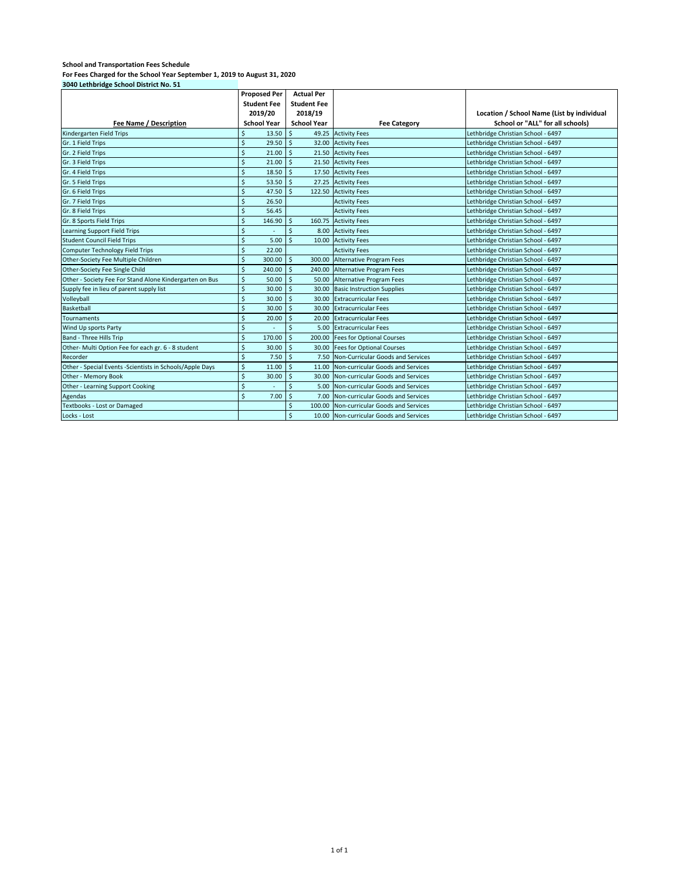**School and Transportation Fees Schedule**

**For Fees Charged for the School Year September 1, 2019 to August 31, 2020**

**3040 Lethbridge School District No. 51**

| Fee Name / Description | Proposed Per Student Fee 2019/20 School Year | Actual Per Student Fee 2018/19 School Year | Fee Category | Location / School Name (List by individual School or "ALL" for all schools) |
|---|---|---|---|---|
| Kindergarten Field Trips | $ 13.50 | $ 49.25 | Activity Fees | Lethbridge Christian School - 6497 |
| Gr. 1 Field Trips | $ 29.50 | $ 32.00 | Activity Fees | Lethbridge Christian School - 6497 |
| Gr. 2 Field Trips | $ 21.00 | $ 21.50 | Activity Fees | Lethbridge Christian School - 6497 |
| Gr. 3 Field Trips | $ 21.00 | $ 21.50 | Activity Fees | Lethbridge Christian School - 6497 |
| Gr. 4 Field Trips | $ 18.50 | $ 17.50 | Activity Fees | Lethbridge Christian School - 6497 |
| Gr. 5 Field Trips | $ 53.50 | $ 27.25 | Activity Fees | Lethbridge Christian School - 6497 |
| Gr. 6 Field Trips | $ 47.50 | $ 122.50 | Activity Fees | Lethbridge Christian School - 6497 |
| Gr. 7 Field Trips | $ 26.50 | | Activity Fees | Lethbridge Christian School - 6497 |
| Gr. 8 Field Trips | $ 56.45 | | Activity Fees | Lethbridge Christian School - 6497 |
| Gr. 8 Sports Field Trips | $ 146.90 | $ 160.75 | Activity Fees | Lethbridge Christian School - 6497 |
| Learning Support Field Trips | $ - | $ 8.00 | Activity Fees | Lethbridge Christian School - 6497 |
| Student Council Field Trips | $ 5.00 | $ 10.00 | Activity Fees | Lethbridge Christian School - 6497 |
| Computer Technology Field Trips | $ 22.00 | | Activity Fees | Lethbridge Christian School - 6497 |
| Other-Society Fee Multiple Children | $ 300.00 | $ 300.00 | Alternative Program Fees | Lethbridge Christian School - 6497 |
| Other-Society Fee Single Child | $ 240.00 | $ 240.00 | Alternative Program Fees | Lethbridge Christian School - 6497 |
| Other - Society Fee For Stand Alone Kindergarten on Bus | $ 50.00 | $ 50.00 | Alternative Program Fees | Lethbridge Christian School - 6497 |
| Supply fee in lieu of parent supply list | $ 30.00 | $ 30.00 | Basic Instruction Supplies | Lethbridge Christian School - 6497 |
| Volleyball | $ 30.00 | $ 30.00 | Extracurricular Fees | Lethbridge Christian School - 6497 |
| Basketball | $ 30.00 | $ 30.00 | Extracurricular Fees | Lethbridge Christian School - 6497 |
| Tournaments | $ 20.00 | $ 20.00 | Extracurricular Fees | Lethbridge Christian School - 6497 |
| Wind Up sports Party | $ - | $ 5.00 | Extracurricular Fees | Lethbridge Christian School - 6497 |
| Band - Three Hills Trip | $ 170.00 | $ 200.00 | Fees for Optional Courses | Lethbridge Christian School - 6497 |
| Other- Multi Option Fee for each gr. 6 - 8 student | $ 30.00 | $ 30.00 | Fees for Optional Courses | Lethbridge Christian School - 6497 |
| Recorder | $ 7.50 | $ 7.50 | Non-Curricular Goods and Services | Lethbridge Christian School - 6497 |
| Other - Special Events -Scientists in Schools/Apple Days | $ 11.00 | $ 11.00 | Non-curricular Goods and Services | Lethbridge Christian School - 6497 |
| Other - Memory Book | $ 30.00 | $ 30.00 | Non-curricular Goods and Services | Lethbridge Christian School - 6497 |
| Other - Learning Support Cooking | $ - | $ 5.00 | Non-curricular Goods and Services | Lethbridge Christian School - 6497 |
| Agendas | $ 7.00 | $ 7.00 | Non-curricular Goods and Services | Lethbridge Christian School - 6497 |
| Textbooks - Lost or Damaged | | $ 100.00 | Non-curricular Goods and Services | Lethbridge Christian School - 6497 |
| Locks - Lost | | $ 10.00 | Non-curricular Goods and Services | Lethbridge Christian School - 6497 |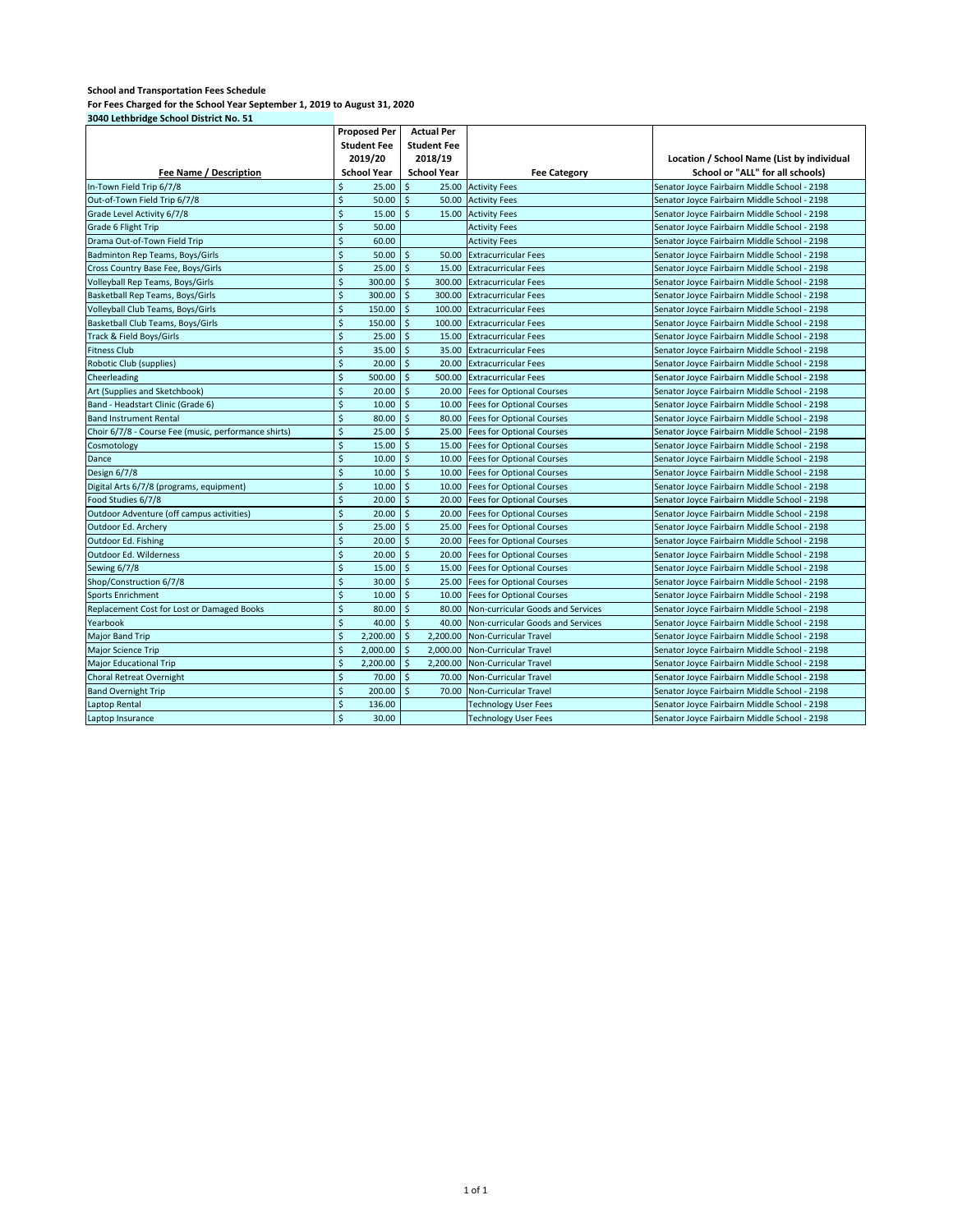**School and Transportation Fees Schedule**

**For Fees Charged for the School Year September 1, 2019 to August 31, 2020**

**3040 Lethbridge School District No. 51**

| Fee Name / Description | Proposed Per Student Fee 2019/20 School Year | Actual Per Student Fee 2018/19 School Year | Fee Category | Location / School Name (List by individual School or "ALL" for all schools) |
|---|---|---|---|---|
| In-Town Field Trip 6/7/8 | $ 25.00 | $ 25.00 | Activity Fees | Senator Joyce Fairbairn Middle School - 2198 |
| Out-of-Town Field Trip 6/7/8 | $ 50.00 | $ 50.00 | Activity Fees | Senator Joyce Fairbairn Middle School - 2198 |
| Grade Level Activity 6/7/8 | $ 15.00 | $ 15.00 | Activity Fees | Senator Joyce Fairbairn Middle School - 2198 |
| Grade 6 Flight Trip | $ 50.00 | | Activity Fees | Senator Joyce Fairbairn Middle School - 2198 |
| Drama Out-of-Town Field Trip | $ 60.00 | | Activity Fees | Senator Joyce Fairbairn Middle School - 2198 |
| Badminton Rep Teams, Boys/Girls | $ 50.00 | $ 50.00 | Extracurricular Fees | Senator Joyce Fairbairn Middle School - 2198 |
| Cross Country Base Fee, Boys/Girls | $ 25.00 | $ 15.00 | Extracurricular Fees | Senator Joyce Fairbairn Middle School - 2198 |
| Volleyball Rep Teams, Boys/Girls | $ 300.00 | $ 300.00 | Extracurricular Fees | Senator Joyce Fairbairn Middle School - 2198 |
| Basketball Rep Teams, Boys/Girls | $ 300.00 | $ 300.00 | Extracurricular Fees | Senator Joyce Fairbairn Middle School - 2198 |
| Volleyball Club Teams, Boys/Girls | $ 150.00 | $ 100.00 | Extracurricular Fees | Senator Joyce Fairbairn Middle School - 2198 |
| Basketball Club Teams, Boys/Girls | $ 150.00 | $ 100.00 | Extracurricular Fees | Senator Joyce Fairbairn Middle School - 2198 |
| Track & Field Boys/Girls | $ 25.00 | $ 15.00 | Extracurricular Fees | Senator Joyce Fairbairn Middle School - 2198 |
| Fitness Club | $ 35.00 | $ 35.00 | Extracurricular Fees | Senator Joyce Fairbairn Middle School - 2198 |
| Robotic Club (supplies) | $ 20.00 | $ 20.00 | Extracurricular Fees | Senator Joyce Fairbairn Middle School - 2198 |
| Cheerleading | $ 500.00 | $ 500.00 | Extracurricular Fees | Senator Joyce Fairbairn Middle School - 2198 |
| Art (Supplies and Sketchbook) | $ 20.00 | $ 20.00 | Fees for Optional Courses | Senator Joyce Fairbairn Middle School - 2198 |
| Band - Headstart Clinic (Grade 6) | $ 10.00 | $ 10.00 | Fees for Optional Courses | Senator Joyce Fairbairn Middle School - 2198 |
| Band Instrument Rental | $ 80.00 | $ 80.00 | Fees for Optional Courses | Senator Joyce Fairbairn Middle School - 2198 |
| Choir 6/7/8 - Course Fee (music, performance shirts) | $ 25.00 | $ 25.00 | Fees for Optional Courses | Senator Joyce Fairbairn Middle School - 2198 |
| Cosmotology | $ 15.00 | $ 15.00 | Fees for Optional Courses | Senator Joyce Fairbairn Middle School - 2198 |
| Dance | $ 10.00 | $ 10.00 | Fees for Optional Courses | Senator Joyce Fairbairn Middle School - 2198 |
| Design 6/7/8 | $ 10.00 | $ 10.00 | Fees for Optional Courses | Senator Joyce Fairbairn Middle School - 2198 |
| Digital Arts 6/7/8 (programs, equipment) | $ 10.00 | $ 10.00 | Fees for Optional Courses | Senator Joyce Fairbairn Middle School - 2198 |
| Food Studies 6/7/8 | $ 20.00 | $ 20.00 | Fees for Optional Courses | Senator Joyce Fairbairn Middle School - 2198 |
| Outdoor Adventure (off campus activities) | $ 20.00 | $ 20.00 | Fees for Optional Courses | Senator Joyce Fairbairn Middle School - 2198 |
| Outdoor Ed. Archery | $ 25.00 | $ 25.00 | Fees for Optional Courses | Senator Joyce Fairbairn Middle School - 2198 |
| Outdoor Ed. Fishing | $ 20.00 | $ 20.00 | Fees for Optional Courses | Senator Joyce Fairbairn Middle School - 2198 |
| Outdoor Ed. Wilderness | $ 20.00 | $ 20.00 | Fees for Optional Courses | Senator Joyce Fairbairn Middle School - 2198 |
| Sewing 6/7/8 | $ 15.00 | $ 15.00 | Fees for Optional Courses | Senator Joyce Fairbairn Middle School - 2198 |
| Shop/Construction 6/7/8 | $ 30.00 | $ 25.00 | Fees for Optional Courses | Senator Joyce Fairbairn Middle School - 2198 |
| Sports Enrichment | $ 10.00 | $ 10.00 | Fees for Optional Courses | Senator Joyce Fairbairn Middle School - 2198 |
| Replacement Cost for Lost or Damaged Books | $ 80.00 | $ 80.00 | Non-curricular Goods and Services | Senator Joyce Fairbairn Middle School - 2198 |
| Yearbook | $ 40.00 | $ 40.00 | Non-curricular Goods and Services | Senator Joyce Fairbairn Middle School - 2198 |
| Major Band Trip | $ 2,200.00 | $ 2,200.00 | Non-Curricular Travel | Senator Joyce Fairbairn Middle School - 2198 |
| Major Science Trip | $ 2,000.00 | $ 2,000.00 | Non-Curricular Travel | Senator Joyce Fairbairn Middle School - 2198 |
| Major Educational Trip | $ 2,200.00 | $ 2,200.00 | Non-Curricular Travel | Senator Joyce Fairbairn Middle School - 2198 |
| Choral Retreat Overnight | $ 70.00 | $ 70.00 | Non-Curricular Travel | Senator Joyce Fairbairn Middle School - 2198 |
| Band Overnight Trip | $ 200.00 | $ 70.00 | Non-Curricular Travel | Senator Joyce Fairbairn Middle School - 2198 |
| Laptop Rental | $ 136.00 | | Technology User Fees | Senator Joyce Fairbairn Middle School - 2198 |
| Laptop Insurance | $ 30.00 | | Technology User Fees | Senator Joyce Fairbairn Middle School - 2198 |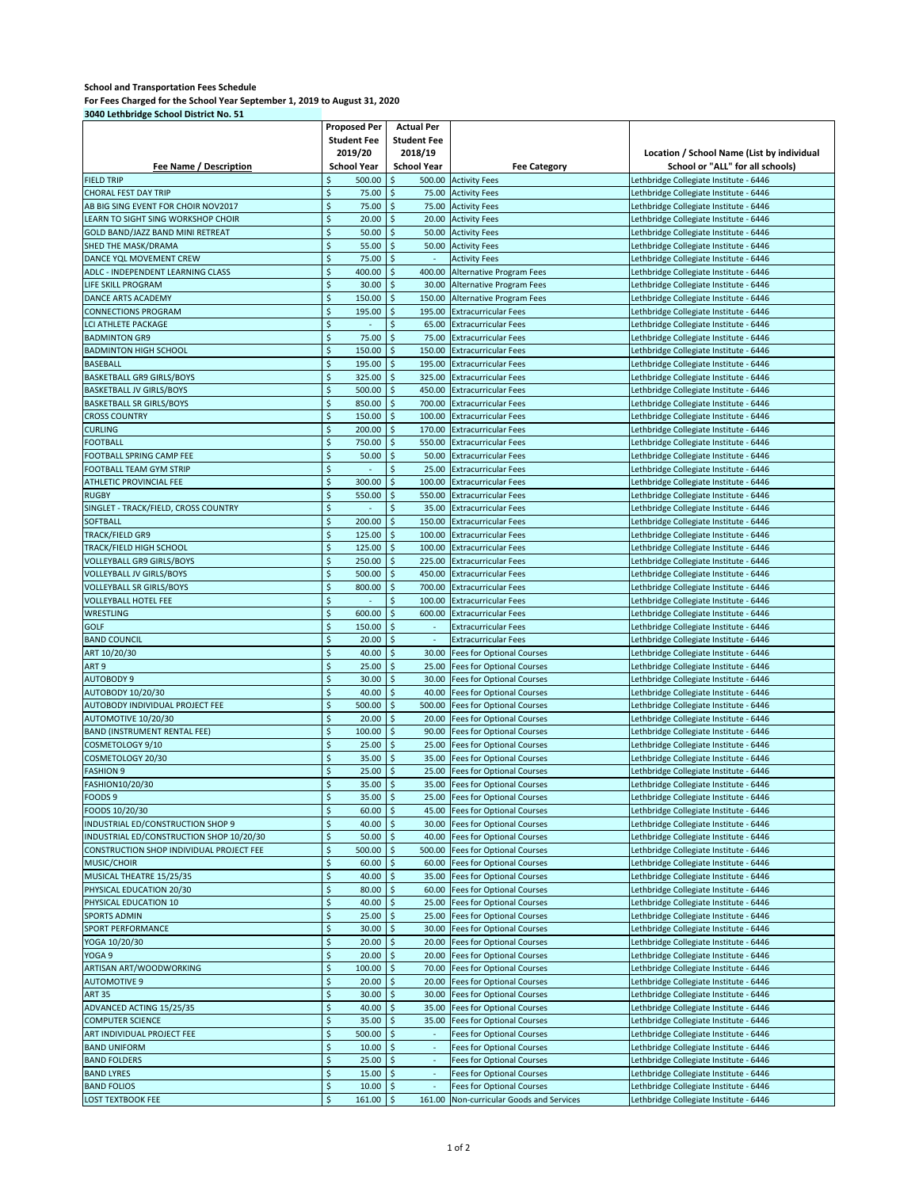**School and Transportation Fees Schedule**

**For Fees Charged for the School Year September 1, 2019 to August 31, 2020**

**3040 Lethbridge School District No. 51**

| Fee Name / Description | Proposed Per Student Fee 2019/20 School Year | Actual Per Student Fee 2018/19 School Year | Fee Category | Location / School Name (List by individual School or "ALL" for all schools) |
|---|---|---|---|---|
| FIELD TRIP | $ 500.00 | $ 500.00 | Activity Fees | Lethbridge Collegiate Institute - 6446 |
| CHORAL FEST DAY TRIP | $ 75.00 | $ 75.00 | Activity Fees | Lethbridge Collegiate Institute - 6446 |
| AB BIG SING EVENT FOR CHOIR NOV2017 | $ 75.00 | $ 75.00 | Activity Fees | Lethbridge Collegiate Institute - 6446 |
| LEARN TO SIGHT SING WORKSHOP CHOIR | $ 20.00 | $ 20.00 | Activity Fees | Lethbridge Collegiate Institute - 6446 |
| GOLD BAND/JAZZ BAND MINI RETREAT | $ 50.00 | $ 50.00 | Activity Fees | Lethbridge Collegiate Institute - 6446 |
| SHED THE MASK/DRAMA | $ 55.00 | $ 50.00 | Activity Fees | Lethbridge Collegiate Institute - 6446 |
| DANCE YQL MOVEMENT CREW | $ 75.00 | $ - | Activity Fees | Lethbridge Collegiate Institute - 6446 |
| ADLC - INDEPENDENT LEARNING CLASS | $ 400.00 | $ 400.00 | Alternative Program Fees | Lethbridge Collegiate Institute - 6446 |
| LIFE SKILL PROGRAM | $ 30.00 | $ 30.00 | Alternative Program Fees | Lethbridge Collegiate Institute - 6446 |
| DANCE ARTS ACADEMY | $ 150.00 | $ 150.00 | Alternative Program Fees | Lethbridge Collegiate Institute - 6446 |
| CONNECTIONS PROGRAM | $ 195.00 | $ 195.00 | Extracurricular Fees | Lethbridge Collegiate Institute - 6446 |
| LCI ATHLETE PACKAGE | $ - | $ 65.00 | Extracurricular Fees | Lethbridge Collegiate Institute - 6446 |
| BADMINTON GR9 | $ 75.00 | $ 75.00 | Extracurricular Fees | Lethbridge Collegiate Institute - 6446 |
| BADMINTON HIGH SCHOOL | $ 150.00 | $ 150.00 | Extracurricular Fees | Lethbridge Collegiate Institute - 6446 |
| BASEBALL | $ 195.00 | $ 195.00 | Extracurricular Fees | Lethbridge Collegiate Institute - 6446 |
| BASKETBALL GR9 GIRLS/BOYS | $ 325.00 | $ 325.00 | Extracurricular Fees | Lethbridge Collegiate Institute - 6446 |
| BASKETBALL JV GIRLS/BOYS | $ 500.00 | $ 450.00 | Extracurricular Fees | Lethbridge Collegiate Institute - 6446 |
| BASKETBALL SR GIRLS/BOYS | $ 850.00 | $ 700.00 | Extracurricular Fees | Lethbridge Collegiate Institute - 6446 |
| CROSS COUNTRY | $ 150.00 | $ 100.00 | Extracurricular Fees | Lethbridge Collegiate Institute - 6446 |
| CURLING | $ 200.00 | $ 170.00 | Extracurricular Fees | Lethbridge Collegiate Institute - 6446 |
| FOOTBALL | $ 750.00 | $ 550.00 | Extracurricular Fees | Lethbridge Collegiate Institute - 6446 |
| FOOTBALL SPRING CAMP FEE | $ 50.00 | $ 50.00 | Extracurricular Fees | Lethbridge Collegiate Institute - 6446 |
| FOOTBALL TEAM GYM STRIP | $ - | $ 25.00 | Extracurricular Fees | Lethbridge Collegiate Institute - 6446 |
| ATHLETIC PROVINCIAL FEE | $ 300.00 | $ 100.00 | Extracurricular Fees | Lethbridge Collegiate Institute - 6446 |
| RUGBY | $ 550.00 | $ 550.00 | Extracurricular Fees | Lethbridge Collegiate Institute - 6446 |
| SINGLET - TRACK/FIELD, CROSS COUNTRY | $ - | $ 35.00 | Extracurricular Fees | Lethbridge Collegiate Institute - 6446 |
| SOFTBALL | $ 200.00 | $ 150.00 | Extracurricular Fees | Lethbridge Collegiate Institute - 6446 |
| TRACK/FIELD GR9 | $ 125.00 | $ 100.00 | Extracurricular Fees | Lethbridge Collegiate Institute - 6446 |
| TRACK/FIELD HIGH SCHOOL | $ 125.00 | $ 100.00 | Extracurricular Fees | Lethbridge Collegiate Institute - 6446 |
| VOLLEYBALL GR9 GIRLS/BOYS | $ 250.00 | $ 225.00 | Extracurricular Fees | Lethbridge Collegiate Institute - 6446 |
| VOLLEYBALL JV GIRLS/BOYS | $ 500.00 | $ 450.00 | Extracurricular Fees | Lethbridge Collegiate Institute - 6446 |
| VOLLEYBALL SR GIRLS/BOYS | $ 800.00 | $ 700.00 | Extracurricular Fees | Lethbridge Collegiate Institute - 6446 |
| VOLLEYBALL HOTEL FEE | $ - | $ 100.00 | Extracurricular Fees | Lethbridge Collegiate Institute - 6446 |
| WRESTLING | $ 600.00 | $ 600.00 | Extracurricular Fees | Lethbridge Collegiate Institute - 6446 |
| GOLF | $ 150.00 | $ - | Extracurricular Fees | Lethbridge Collegiate Institute - 6446 |
| BAND COUNCIL | $ 20.00 | $ - | Extracurricular Fees | Lethbridge Collegiate Institute - 6446 |
| ART 10/20/30 | $ 40.00 | $ 30.00 | Fees for Optional Courses | Lethbridge Collegiate Institute - 6446 |
| ART 9 | $ 25.00 | $ 25.00 | Fees for Optional Courses | Lethbridge Collegiate Institute - 6446 |
| AUTOBODY 9 | $ 30.00 | $ 30.00 | Fees for Optional Courses | Lethbridge Collegiate Institute - 6446 |
| AUTOBODY 10/20/30 | $ 40.00 | $ 40.00 | Fees for Optional Courses | Lethbridge Collegiate Institute - 6446 |
| AUTOBODY INDIVIDUAL PROJECT FEE | $ 500.00 | $ 500.00 | Fees for Optional Courses | Lethbridge Collegiate Institute - 6446 |
| AUTOMOTIVE 10/20/30 | $ 20.00 | $ 20.00 | Fees for Optional Courses | Lethbridge Collegiate Institute - 6446 |
| BAND (INSTRUMENT RENTAL FEE) | $ 100.00 | $ 90.00 | Fees for Optional Courses | Lethbridge Collegiate Institute - 6446 |
| COSMETOLOGY 9/10 | $ 25.00 | $ 25.00 | Fees for Optional Courses | Lethbridge Collegiate Institute - 6446 |
| COSMETOLOGY 20/30 | $ 35.00 | $ 35.00 | Fees for Optional Courses | Lethbridge Collegiate Institute - 6446 |
| FASHION 9 | $ 25.00 | $ 25.00 | Fees for Optional Courses | Lethbridge Collegiate Institute - 6446 |
| FASHION10/20/30 | $ 35.00 | $ 35.00 | Fees for Optional Courses | Lethbridge Collegiate Institute - 6446 |
| FOODS 9 | $ 35.00 | $ 25.00 | Fees for Optional Courses | Lethbridge Collegiate Institute - 6446 |
| FOODS 10/20/30 | $ 60.00 | $ 45.00 | Fees for Optional Courses | Lethbridge Collegiate Institute - 6446 |
| INDUSTRIAL ED/CONSTRUCTION SHOP 9 | $ 40.00 | $ 30.00 | Fees for Optional Courses | Lethbridge Collegiate Institute - 6446 |
| INDUSTRIAL ED/CONSTRUCTION SHOP 10/20/30 | $ 50.00 | $ 40.00 | Fees for Optional Courses | Lethbridge Collegiate Institute - 6446 |
| CONSTRUCTION SHOP INDIVIDUAL PROJECT FEE | $ 500.00 | $ 500.00 | Fees for Optional Courses | Lethbridge Collegiate Institute - 6446 |
| MUSIC/CHOIR | $ 60.00 | $ 60.00 | Fees for Optional Courses | Lethbridge Collegiate Institute - 6446 |
| MUSICAL THEATRE 15/25/35 | $ 40.00 | $ 35.00 | Fees for Optional Courses | Lethbridge Collegiate Institute - 6446 |
| PHYSICAL EDUCATION 20/30 | $ 80.00 | $ 60.00 | Fees for Optional Courses | Lethbridge Collegiate Institute - 6446 |
| PHYSICAL EDUCATION 10 | $ 40.00 | $ 25.00 | Fees for Optional Courses | Lethbridge Collegiate Institute - 6446 |
| SPORTS ADMIN | $ 25.00 | $ 25.00 | Fees for Optional Courses | Lethbridge Collegiate Institute - 6446 |
| SPORT PERFORMANCE | $ 30.00 | $ 30.00 | Fees for Optional Courses | Lethbridge Collegiate Institute - 6446 |
| YOGA 10/20/30 | $ 20.00 | $ 20.00 | Fees for Optional Courses | Lethbridge Collegiate Institute - 6446 |
| YOGA 9 | $ 20.00 | $ 20.00 | Fees for Optional Courses | Lethbridge Collegiate Institute - 6446 |
| ARTISAN ART/WOODWORKING | $ 100.00 | $ 70.00 | Fees for Optional Courses | Lethbridge Collegiate Institute - 6446 |
| AUTOMOTIVE 9 | $ 20.00 | $ 20.00 | Fees for Optional Courses | Lethbridge Collegiate Institute - 6446 |
| ART 35 | $ 30.00 | $ 30.00 | Fees for Optional Courses | Lethbridge Collegiate Institute - 6446 |
| ADVANCED ACTING 15/25/35 | $ 40.00 | $ 35.00 | Fees for Optional Courses | Lethbridge Collegiate Institute - 6446 |
| COMPUTER SCIENCE | $ 35.00 | $ 35.00 | Fees for Optional Courses | Lethbridge Collegiate Institute - 6446 |
| ART INDIVIDUAL PROJECT FEE | $ 500.00 | $ - | Fees for Optional Courses | Lethbridge Collegiate Institute - 6446 |
| BAND UNIFORM | $ 10.00 | $ - | Fees for Optional Courses | Lethbridge Collegiate Institute - 6446 |
| BAND FOLDERS | $ 25.00 | $ - | Fees for Optional Courses | Lethbridge Collegiate Institute - 6446 |
| BAND LYRES | $ 15.00 | $ - | Fees for Optional Courses | Lethbridge Collegiate Institute - 6446 |
| BAND FOLIOS | $ 10.00 | $ - | Fees for Optional Courses | Lethbridge Collegiate Institute - 6446 |
| LOST TEXTBOOK FEE | $ 161.00 | $ 161.00 | Non-curricular Goods and Services | Lethbridge Collegiate Institute - 6446 |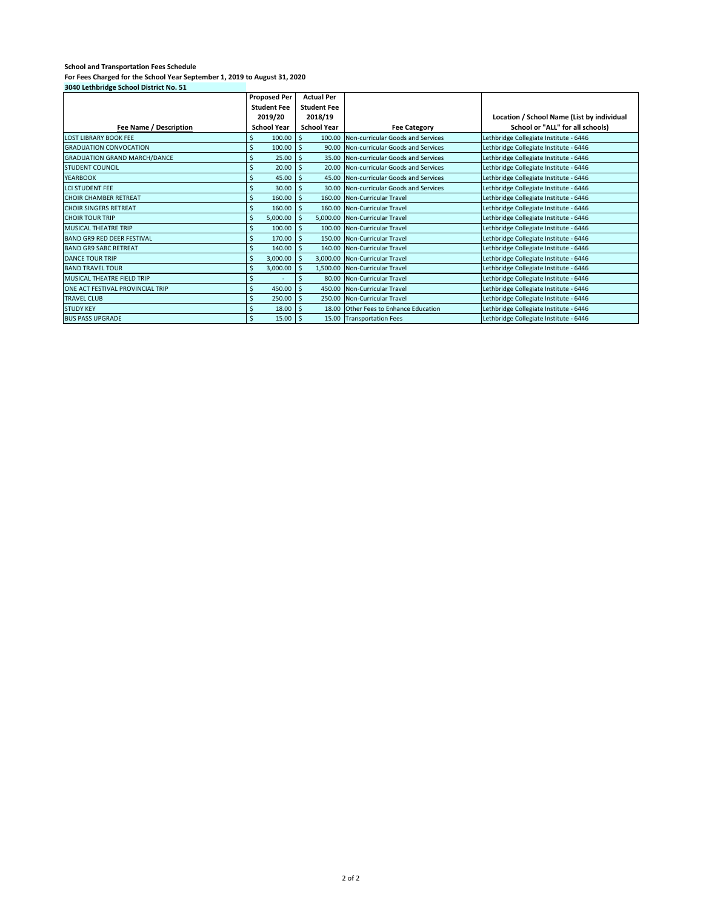**School and Transportation Fees Schedule**

**For Fees Charged for the School Year September 1, 2019 to August 31, 2020**

**3040 Lethbridge School District No. 51**

| Fee Name / Description | Proposed Per Student Fee 2019/20 School Year | Actual Per Student Fee 2018/19 School Year | Fee Category | Location / School Name (List by individual School or "ALL" for all schools) |
|---|---|---|---|---|
| LOST LIBRARY BOOK FEE | $ 100.00 | $ 100.00 | Non-curricular Goods and Services | Lethbridge Collegiate Institute - 6446 |
| GRADUATION CONVOCATION | $ 100.00 | $ 90.00 | Non-curricular Goods and Services | Lethbridge Collegiate Institute - 6446 |
| GRADUATION GRAND MARCH/DANCE | $ 25.00 | $ 35.00 | Non-curricular Goods and Services | Lethbridge Collegiate Institute - 6446 |
| STUDENT COUNCIL | $ 20.00 | $ 20.00 | Non-curricular Goods and Services | Lethbridge Collegiate Institute - 6446 |
| YEARBOOK | $ 45.00 | $ 45.00 | Non-curricular Goods and Services | Lethbridge Collegiate Institute - 6446 |
| LCI STUDENT FEE | $ 30.00 | $ 30.00 | Non-curricular Goods and Services | Lethbridge Collegiate Institute - 6446 |
| CHOIR CHAMBER RETREAT | $ 160.00 | $ 160.00 | Non-Curricular Travel | Lethbridge Collegiate Institute - 6446 |
| CHOIR SINGERS RETREAT | $ 160.00 | $ 160.00 | Non-Curricular Travel | Lethbridge Collegiate Institute - 6446 |
| CHOIR TOUR TRIP | $ 5,000.00 | $ 5,000.00 | Non-Curricular Travel | Lethbridge Collegiate Institute - 6446 |
| MUSICAL THEATRE TRIP | $ 100.00 | $ 100.00 | Non-Curricular Travel | Lethbridge Collegiate Institute - 6446 |
| BAND GR9 RED DEER FESTIVAL | $ 170.00 | $ 150.00 | Non-Curricular Travel | Lethbridge Collegiate Institute - 6446 |
| BAND GR9 SABC RETREAT | $ 140.00 | $ 140.00 | Non-Curricular Travel | Lethbridge Collegiate Institute - 6446 |
| DANCE TOUR TRIP | $ 3,000.00 | $ 3,000.00 | Non-Curricular Travel | Lethbridge Collegiate Institute - 6446 |
| BAND TRAVEL TOUR | $ 3,000.00 | $ 1,500.00 | Non-Curricular Travel | Lethbridge Collegiate Institute - 6446 |
| MUSICAL THEATRE FIELD TRIP | $ - | $ 80.00 | Non-Curricular Travel | Lethbridge Collegiate Institute - 6446 |
| ONE ACT FESTIVAL PROVINCIAL TRIP | $ 450.00 | $ 450.00 | Non-Curricular Travel | Lethbridge Collegiate Institute - 6446 |
| TRAVEL CLUB | $ 250.00 | $ 250.00 | Non-Curricular Travel | Lethbridge Collegiate Institute - 6446 |
| STUDY KEY | $ 18.00 | $ 18.00 | Other Fees to Enhance Education | Lethbridge Collegiate Institute - 6446 |
| BUS PASS UPGRADE | $ 15.00 | $ 15.00 | Transportation Fees | Lethbridge Collegiate Institute - 6446 |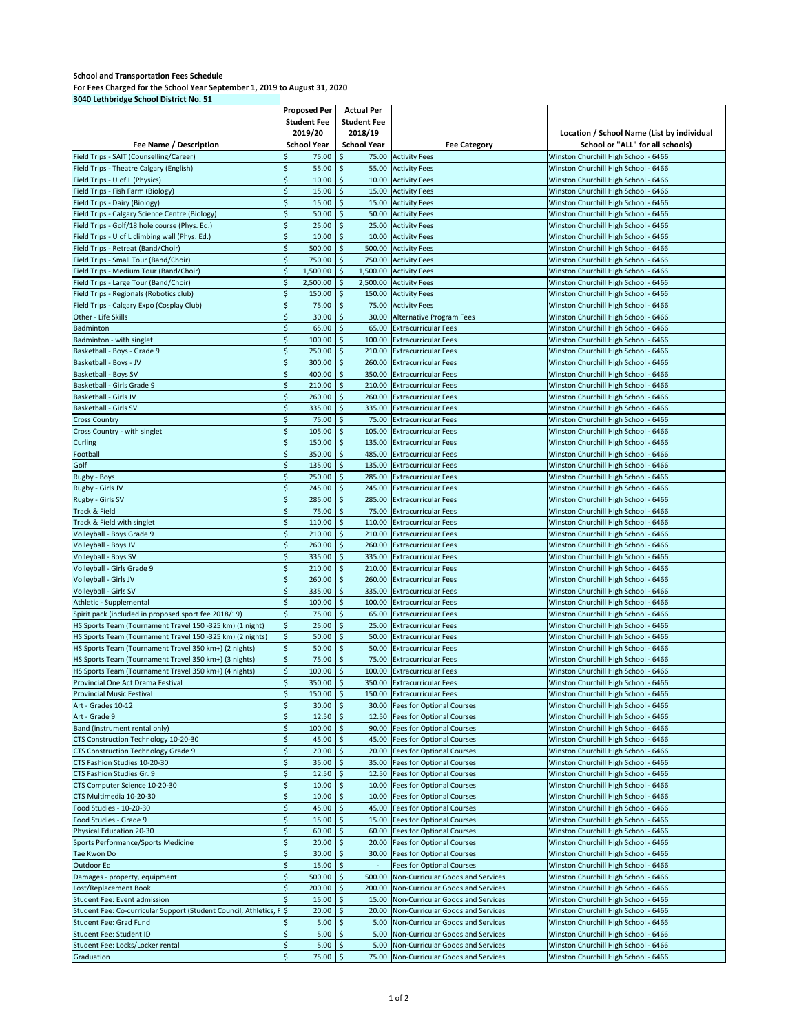**School and Transportation Fees Schedule**

**For Fees Charged for the School Year September 1, 2019 to August 31, 2020**

**3040 Lethbridge School District No. 51**

| Fee Name / Description | Proposed Per Student Fee 2019/20 School Year | Actual Per Student Fee 2018/19 School Year | Fee Category | Location / School Name (List by individual School or "ALL" for all schools) |
|---|---|---|---|---|
| Field Trips - SAIT (Counselling/Career) | $ 75.00 | $ 75.00 | Activity Fees | Winston Churchill High School - 6466 |
| Field Trips - Theatre Calgary (English) | $ 55.00 | $ 55.00 | Activity Fees | Winston Churchill High School - 6466 |
| Field Trips - U of L (Physics) | $ 10.00 | $ 10.00 | Activity Fees | Winston Churchill High School - 6466 |
| Field Trips - Fish Farm (Biology) | $ 15.00 | $ 15.00 | Activity Fees | Winston Churchill High School - 6466 |
| Field Trips - Dairy (Biology) | $ 15.00 | $ 15.00 | Activity Fees | Winston Churchill High School - 6466 |
| Field Trips - Calgary Science Centre (Biology) | $ 50.00 | $ 50.00 | Activity Fees | Winston Churchill High School - 6466 |
| Field Trips - Golf/18 hole course (Phys. Ed.) | $ 25.00 | $ 25.00 | Activity Fees | Winston Churchill High School - 6466 |
| Field Trips - U of L climbing wall (Phys. Ed.) | $ 10.00 | $ 10.00 | Activity Fees | Winston Churchill High School - 6466 |
| Field Trips - Retreat (Band/Choir) | $ 500.00 | $ 500.00 | Activity Fees | Winston Churchill High School - 6466 |
| Field Trips - Small Tour (Band/Choir) | $ 750.00 | $ 750.00 | Activity Fees | Winston Churchill High School - 6466 |
| Field Trips - Medium Tour (Band/Choir) | $ 1,500.00 | $ 1,500.00 | Activity Fees | Winston Churchill High School - 6466 |
| Field Trips - Large Tour (Band/Choir) | $ 2,500.00 | $ 2,500.00 | Activity Fees | Winston Churchill High School - 6466 |
| Field Trips - Regionals (Robotics club) | $ 150.00 | $ 150.00 | Activity Fees | Winston Churchill High School - 6466 |
| Field Trips - Calgary Expo (Cosplay Club) | $ 75.00 | $ 75.00 | Activity Fees | Winston Churchill High School - 6466 |
| Other - Life Skills | $ 30.00 | $ 30.00 | Alternative Program Fees | Winston Churchill High School - 6466 |
| Badminton | $ 65.00 | $ 65.00 | Extracurricular Fees | Winston Churchill High School - 6466 |
| Badminton - with singlet | $ 100.00 | $ 100.00 | Extracurricular Fees | Winston Churchill High School - 6466 |
| Basketball - Boys - Grade 9 | $ 250.00 | $ 210.00 | Extracurricular Fees | Winston Churchill High School - 6466 |
| Basketball - Boys - JV | $ 300.00 | $ 260.00 | Extracurricular Fees | Winston Churchill High School - 6466 |
| Basketball - Boys SV | $ 400.00 | $ 350.00 | Extracurricular Fees | Winston Churchill High School - 6466 |
| Basketball - Girls Grade 9 | $ 210.00 | $ 210.00 | Extracurricular Fees | Winston Churchill High School - 6466 |
| Basketball - Girls JV | $ 260.00 | $ 260.00 | Extracurricular Fees | Winston Churchill High School - 6466 |
| Basketball - Girls SV | $ 335.00 | $ 335.00 | Extracurricular Fees | Winston Churchill High School - 6466 |
| Cross Country | $ 75.00 | $ 75.00 | Extracurricular Fees | Winston Churchill High School - 6466 |
| Cross Country - with singlet | $ 105.00 | $ 105.00 | Extracurricular Fees | Winston Churchill High School - 6466 |
| Curling | $ 150.00 | $ 135.00 | Extracurricular Fees | Winston Churchill High School - 6466 |
| Football | $ 350.00 | $ 485.00 | Extracurricular Fees | Winston Churchill High School - 6466 |
| Golf | $ 135.00 | $ 135.00 | Extracurricular Fees | Winston Churchill High School - 6466 |
| Rugby - Boys | $ 250.00 | $ 285.00 | Extracurricular Fees | Winston Churchill High School - 6466 |
| Rugby - Girls JV | $ 245.00 | $ 245.00 | Extracurricular Fees | Winston Churchill High School - 6466 |
| Rugby - Girls SV | $ 285.00 | $ 285.00 | Extracurricular Fees | Winston Churchill High School - 6466 |
| Track & Field | $ 75.00 | $ 75.00 | Extracurricular Fees | Winston Churchill High School - 6466 |
| Track & Field with singlet | $ 110.00 | $ 110.00 | Extracurricular Fees | Winston Churchill High School - 6466 |
| Volleyball - Boys Grade 9 | $ 210.00 | $ 210.00 | Extracurricular Fees | Winston Churchill High School - 6466 |
| Volleyball - Boys JV | $ 260.00 | $ 260.00 | Extracurricular Fees | Winston Churchill High School - 6466 |
| Volleyball - Boys SV | $ 335.00 | $ 335.00 | Extracurricular Fees | Winston Churchill High School - 6466 |
| Volleyball - Girls Grade 9 | $ 210.00 | $ 210.00 | Extracurricular Fees | Winston Churchill High School - 6466 |
| Volleyball - Girls JV | $ 260.00 | $ 260.00 | Extracurricular Fees | Winston Churchill High School - 6466 |
| Volleyball - Girls SV | $ 335.00 | $ 335.00 | Extracurricular Fees | Winston Churchill High School - 6466 |
| Athletic - Supplemental | $ 100.00 | $ 100.00 | Extracurricular Fees | Winston Churchill High School - 6466 |
| Spirit pack (included in proposed sport fee 2018/19) | $ 75.00 | $ 65.00 | Extracurricular Fees | Winston Churchill High School - 6466 |
| HS Sports Team (Tournament Travel 150 -325 km) (1 night) | $ 25.00 | $ 25.00 | Extracurricular Fees | Winston Churchill High School - 6466 |
| HS Sports Team (Tournament Travel 150 -325 km) (2 nights) | $ 50.00 | $ 50.00 | Extracurricular Fees | Winston Churchill High School - 6466 |
| HS Sports Team (Tournament Travel 350 km+) (2 nights) | $ 50.00 | $ 50.00 | Extracurricular Fees | Winston Churchill High School - 6466 |
| HS Sports Team (Tournament Travel 350 km+) (3 nights) | $ 75.00 | $ 75.00 | Extracurricular Fees | Winston Churchill High School - 6466 |
| HS Sports Team (Tournament Travel 350 km+) (4 nights) | $ 100.00 | $ 100.00 | Extracurricular Fees | Winston Churchill High School - 6466 |
| Provincial One Act Drama Festival | $ 350.00 | $ 350.00 | Extracurricular Fees | Winston Churchill High School - 6466 |
| Provincial Music Festival | $ 150.00 | $ 150.00 | Extracurricular Fees | Winston Churchill High School - 6466 |
| Art - Grades 10-12 | $ 30.00 | $ 30.00 | Fees for Optional Courses | Winston Churchill High School - 6466 |
| Art - Grade 9 | $ 12.50 | $ 12.50 | Fees for Optional Courses | Winston Churchill High School - 6466 |
| Band (instrument rental only) | $ 100.00 | $ 90.00 | Fees for Optional Courses | Winston Churchill High School - 6466 |
| CTS Construction Technology 10-20-30 | $ 45.00 | $ 45.00 | Fees for Optional Courses | Winston Churchill High School - 6466 |
| CTS Construction Technology Grade 9 | $ 20.00 | $ 20.00 | Fees for Optional Courses | Winston Churchill High School - 6466 |
| CTS Fashion Studies 10-20-30 | $ 35.00 | $ 35.00 | Fees for Optional Courses | Winston Churchill High School - 6466 |
| CTS Fashion Studies Gr. 9 | $ 12.50 | $ 12.50 | Fees for Optional Courses | Winston Churchill High School - 6466 |
| CTS Computer Science 10-20-30 | $ 10.00 | $ 10.00 | Fees for Optional Courses | Winston Churchill High School - 6466 |
| CTS Multimedia 10-20-30 | $ 10.00 | $ 10.00 | Fees for Optional Courses | Winston Churchill High School - 6466 |
| Food Studies - 10-20-30 | $ 45.00 | $ 45.00 | Fees for Optional Courses | Winston Churchill High School - 6466 |
| Food Studies - Grade 9 | $ 15.00 | $ 15.00 | Fees for Optional Courses | Winston Churchill High School - 6466 |
| Physical Education 20-30 | $ 60.00 | $ 60.00 | Fees for Optional Courses | Winston Churchill High School - 6466 |
| Sports Performance/Sports Medicine | $ 20.00 | $ 20.00 | Fees for Optional Courses | Winston Churchill High School - 6466 |
| Tae Kwon Do | $ 30.00 | $ 30.00 | Fees for Optional Courses | Winston Churchill High School - 6466 |
| Outdoor Ed | $ 15.00 | $ - | Fees for Optional Courses | Winston Churchill High School - 6466 |
| Damages - property, equipment | $ 500.00 | $ 500.00 | Non-Curricular Goods and Services | Winston Churchill High School - 6466 |
| Lost/Replacement Book | $ 200.00 | $ 200.00 | Non-Curricular Goods and Services | Winston Churchill High School - 6466 |
| Student Fee: Event admission | $ 15.00 | $ 15.00 | Non-Curricular Goods and Services | Winston Churchill High School - 6466 |
| Student Fee: Co-curricular Support (Student Council, Athletics, F | $ 20.00 | $ 20.00 | Non-Curricular Goods and Services | Winston Churchill High School - 6466 |
| Student Fee: Grad Fund | $ 5.00 | $ 5.00 | Non-Curricular Goods and Services | Winston Churchill High School - 6466 |
| Student Fee: Student ID | $ 5.00 | $ 5.00 | Non-Curricular Goods and Services | Winston Churchill High School - 6466 |
| Student Fee: Locks/Locker rental | $ 5.00 | $ 5.00 | Non-Curricular Goods and Services | Winston Churchill High School - 6466 |
| Graduation | $ 75.00 | $ 75.00 | Non-Curricular Goods and Services | Winston Churchill High School - 6466 |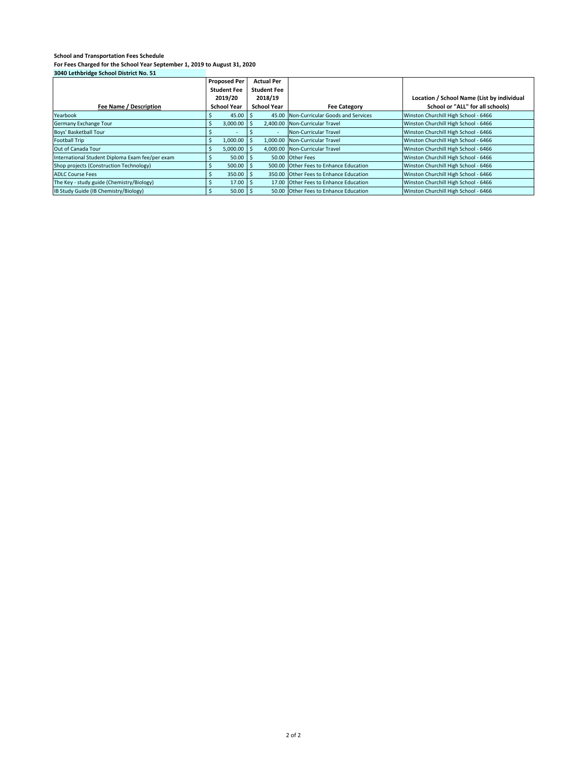**School and Transportation Fees Schedule**

**For Fees Charged for the School Year September 1, 2019 to August 31, 2020**

**3040 Lethbridge School District No. 51**

| Fee Name / Description | Proposed Per Student Fee 2019/20 School Year | Actual Per Student Fee 2018/19 School Year | Fee Category | Location / School Name (List by individual School or "ALL" for all schools) |
|---|---|---|---|---|
| Yearbook | $ 45.00 | $ 45.00 | Non-Curricular Goods and Services | Winston Churchill High School - 6466 |
| Germany Exchange Tour | $ 3,000.00 | $ 2,400.00 | Non-Curricular Travel | Winston Churchill High School - 6466 |
| Boys' Basketball Tour | $ - | $ - | Non-Curricular Travel | Winston Churchill High School - 6466 |
| Football Trip | $ 1,000.00 | $ 1,000.00 | Non-Curricular Travel | Winston Churchill High School - 6466 |
| Out of Canada Tour | $ 5,000.00 | $ 4,000.00 | Non-Curricular Travel | Winston Churchill High School - 6466 |
| International Student Diploma Exam fee/per exam | $ 50.00 | $ 50.00 | Other Fees | Winston Churchill High School - 6466 |
| Shop projects (Construction Technology) | $ 500.00 | $ 500.00 | Other Fees to Enhance Education | Winston Churchill High School - 6466 |
| ADLC Course Fees | $ 350.00 | $ 350.00 | Other Fees to Enhance Education | Winston Churchill High School - 6466 |
| The Key - study guide (Chemistry/Biology) | $ 17.00 | $ 17.00 | Other Fees to Enhance Education | Winston Churchill High School - 6466 |
| IB Study Guide (IB Chemistry/Biology) | $ 50.00 | $ 50.00 | Other Fees to Enhance Education | Winston Churchill High School - 6466 |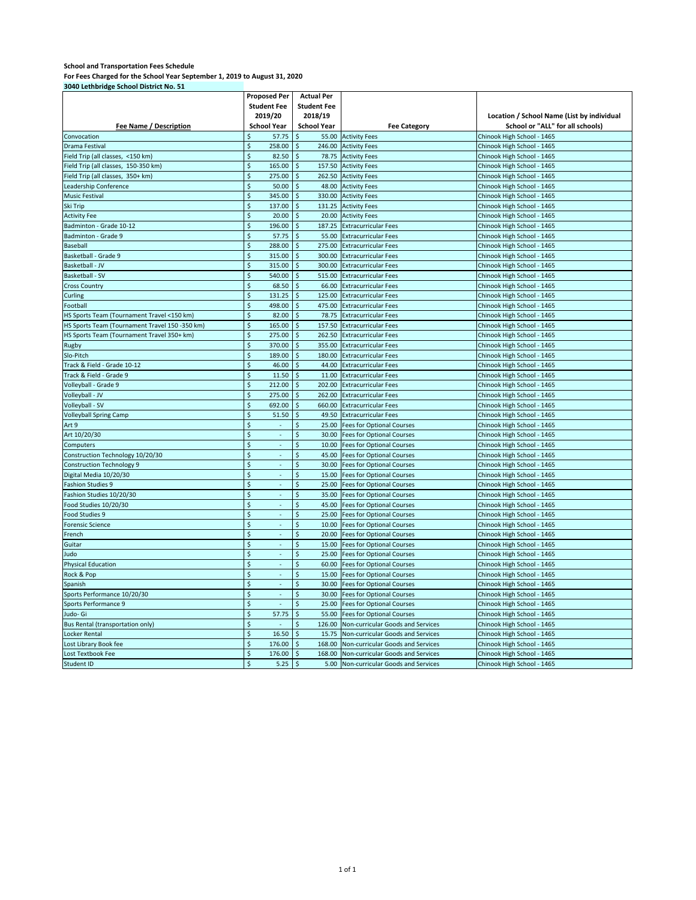**School and Transportation Fees Schedule**

**For Fees Charged for the School Year September 1, 2019 to August 31, 2020**

**3040 Lethbridge School District No. 51**

| Fee Name / Description | Proposed Per Student Fee 2019/20 School Year | Actual Per Student Fee 2018/19 School Year | Fee Category | Location / School Name (List by individual School or "ALL" for all schools) |
|---|---|---|---|---|
| Convocation | $ 57.75 | $ 55.00 | Activity Fees | Chinook High School - 1465 |
| Drama Festival | $ 258.00 | $ 246.00 | Activity Fees | Chinook High School - 1465 |
| Field Trip (all classes, <150 km) | $ 82.50 | $ 78.75 | Activity Fees | Chinook High School - 1465 |
| Field Trip (all classes, 150-350 km) | $ 165.00 | $ 157.50 | Activity Fees | Chinook High School - 1465 |
| Field Trip (all classes, 350+ km) | $ 275.00 | $ 262.50 | Activity Fees | Chinook High School - 1465 |
| Leadership Conference | $ 50.00 | $ 48.00 | Activity Fees | Chinook High School - 1465 |
| Music Festival | $ 345.00 | $ 330.00 | Activity Fees | Chinook High School - 1465 |
| Ski Trip | $ 137.00 | $ 131.25 | Activity Fees | Chinook High School - 1465 |
| Activity Fee | $ 20.00 | $ 20.00 | Activity Fees | Chinook High School - 1465 |
| Badminton - Grade 10-12 | $ 196.00 | $ 187.25 | Extracurricular Fees | Chinook High School - 1465 |
| Badminton - Grade 9 | $ 57.75 | $ 55.00 | Extracurricular Fees | Chinook High School - 1465 |
| Baseball | $ 288.00 | $ 275.00 | Extracurricular Fees | Chinook High School - 1465 |
| Basketball - Grade 9 | $ 315.00 | $ 300.00 | Extracurricular Fees | Chinook High School - 1465 |
| Basketball - JV | $ 315.00 | $ 300.00 | Extracurricular Fees | Chinook High School - 1465 |
| Basketball - SV | $ 540.00 | $ 515.00 | Extracurricular Fees | Chinook High School - 1465 |
| Cross Country | $ 68.50 | $ 66.00 | Extracurricular Fees | Chinook High School - 1465 |
| Curling | $ 131.25 | $ 125.00 | Extracurricular Fees | Chinook High School - 1465 |
| Football | $ 498.00 | $ 475.00 | Extracurricular Fees | Chinook High School - 1465 |
| HS Sports Team (Tournament Travel <150 km) | $ 82.00 | $ 78.75 | Extracurricular Fees | Chinook High School - 1465 |
| HS Sports Team (Tournament Travel 150 -350 km) | $ 165.00 | $ 157.50 | Extracurricular Fees | Chinook High School - 1465 |
| HS Sports Team (Tournament Travel 350+ km) | $ 275.00 | $ 262.50 | Extracurricular Fees | Chinook High School - 1465 |
| Rugby | $ 370.00 | $ 355.00 | Extracurricular Fees | Chinook High School - 1465 |
| Slo-Pitch | $ 189.00 | $ 180.00 | Extracurricular Fees | Chinook High School - 1465 |
| Track & Field - Grade 10-12 | $ 46.00 | $ 44.00 | Extracurricular Fees | Chinook High School - 1465 |
| Track & Field - Grade 9 | $ 11.50 | $ 11.00 | Extracurricular Fees | Chinook High School - 1465 |
| Volleyball - Grade 9 | $ 212.00 | $ 202.00 | Extracurricular Fees | Chinook High School - 1465 |
| Volleyball - JV | $ 275.00 | $ 262.00 | Extracurricular Fees | Chinook High School - 1465 |
| Volleyball - SV | $ 692.00 | $ 660.00 | Extracurricular Fees | Chinook High School - 1465 |
| Volleyball Spring Camp | $ 51.50 | $ 49.50 | Extracurricular Fees | Chinook High School - 1465 |
| Art 9 | $ - | $ 25.00 | Fees for Optional Courses | Chinook High School - 1465 |
| Art 10/20/30 | $ - | $ 30.00 | Fees for Optional Courses | Chinook High School - 1465 |
| Computers | $ - | $ 10.00 | Fees for Optional Courses | Chinook High School - 1465 |
| Construction Technology 10/20/30 | $ - | $ 45.00 | Fees for Optional Courses | Chinook High School - 1465 |
| Construction Technology 9 | $ - | $ 30.00 | Fees for Optional Courses | Chinook High School - 1465 |
| Digital Media 10/20/30 | $ - | $ 15.00 | Fees for Optional Courses | Chinook High School - 1465 |
| Fashion Studies 9 | $ - | $ 25.00 | Fees for Optional Courses | Chinook High School - 1465 |
| Fashion Studies 10/20/30 | $ - | $ 35.00 | Fees for Optional Courses | Chinook High School - 1465 |
| Food Studies 10/20/30 | $ - | $ 45.00 | Fees for Optional Courses | Chinook High School - 1465 |
| Food Studies 9 | $ - | $ 25.00 | Fees for Optional Courses | Chinook High School - 1465 |
| Forensic Science | $ - | $ 10.00 | Fees for Optional Courses | Chinook High School - 1465 |
| French | $ - | $ 20.00 | Fees for Optional Courses | Chinook High School - 1465 |
| Guitar | $ - | $ 15.00 | Fees for Optional Courses | Chinook High School - 1465 |
| Judo | $ - | $ 25.00 | Fees for Optional Courses | Chinook High School - 1465 |
| Physical Education | $ - | $ 60.00 | Fees for Optional Courses | Chinook High School - 1465 |
| Rock & Pop | $ - | $ 15.00 | Fees for Optional Courses | Chinook High School - 1465 |
| Spanish | $ - | $ 30.00 | Fees for Optional Courses | Chinook High School - 1465 |
| Sports Performance 10/20/30 | $ - | $ 30.00 | Fees for Optional Courses | Chinook High School - 1465 |
| Sports Performance 9 | $ - | $ 25.00 | Fees for Optional Courses | Chinook High School - 1465 |
| Judo- Gi | $ 57.75 | $ 55.00 | Fees for Optional Courses | Chinook High School - 1465 |
| Bus Rental (transportation only) | $ - | $ 126.00 | Non-curricular Goods and Services | Chinook High School - 1465 |
| Locker Rental | $ 16.50 | $ 15.75 | Non-curricular Goods and Services | Chinook High School - 1465 |
| Lost Library Book fee | $ 176.00 | $ 168.00 | Non-curricular Goods and Services | Chinook High School - 1465 |
| Lost Textbook Fee | $ 176.00 | $ 168.00 | Non-curricular Goods and Services | Chinook High School - 1465 |
| Student ID | $ 5.25 | $ 5.00 | Non-curricular Goods and Services | Chinook High School - 1465 |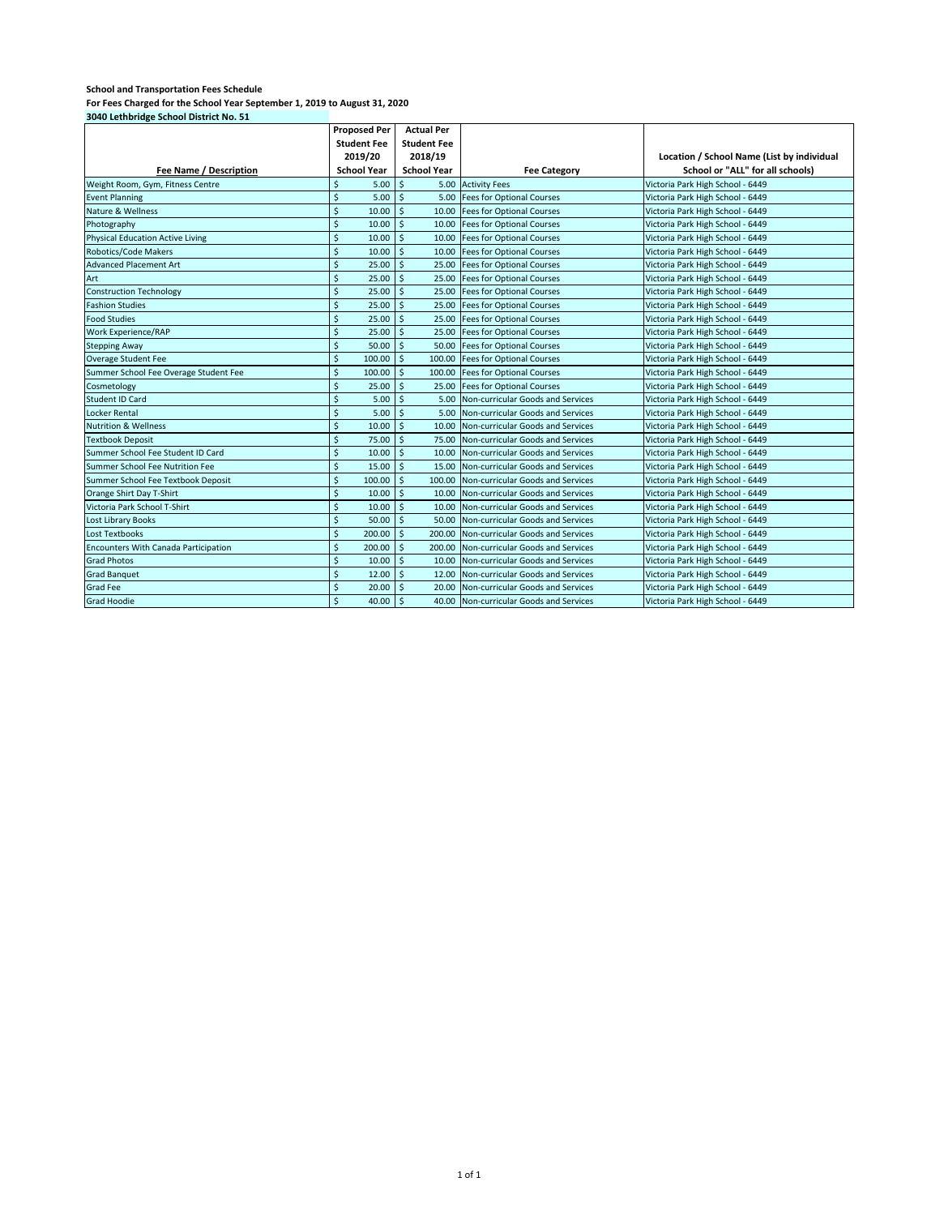**School and Transportation Fees Schedule**

**For Fees Charged for the School Year September 1, 2019 to August 31, 2020**

**3040 Lethbridge School District No. 51**

| Fee Name / Description | Proposed Per Student Fee 2019/20 School Year | Actual Per Student Fee 2018/19 School Year | Fee Category | Location / School Name (List by individual School or "ALL" for all schools) |
|---|---|---|---|---|
| Weight Room, Gym, Fitness Centre | $ 5.00 | $ 5.00 | Activity Fees | Victoria Park High School - 6449 |
| Event Planning | $ 5.00 | $ 5.00 | Fees for Optional Courses | Victoria Park High School - 6449 |
| Nature & Wellness | $ 10.00 | $ 10.00 | Fees for Optional Courses | Victoria Park High School - 6449 |
| Photography | $ 10.00 | $ 10.00 | Fees for Optional Courses | Victoria Park High School - 6449 |
| Physical Education Active Living | $ 10.00 | $ 10.00 | Fees for Optional Courses | Victoria Park High School - 6449 |
| Robotics/Code Makers | $ 10.00 | $ 10.00 | Fees for Optional Courses | Victoria Park High School - 6449 |
| Advanced Placement Art | $ 25.00 | $ 25.00 | Fees for Optional Courses | Victoria Park High School - 6449 |
| Art | $ 25.00 | $ 25.00 | Fees for Optional Courses | Victoria Park High School - 6449 |
| Construction Technology | $ 25.00 | $ 25.00 | Fees for Optional Courses | Victoria Park High School - 6449 |
| Fashion Studies | $ 25.00 | $ 25.00 | Fees for Optional Courses | Victoria Park High School - 6449 |
| Food Studies | $ 25.00 | $ 25.00 | Fees for Optional Courses | Victoria Park High School - 6449 |
| Work Experience/RAP | $ 25.00 | $ 25.00 | Fees for Optional Courses | Victoria Park High School - 6449 |
| Stepping Away | $ 50.00 | $ 50.00 | Fees for Optional Courses | Victoria Park High School - 6449 |
| Overage Student Fee | $ 100.00 | $ 100.00 | Fees for Optional Courses | Victoria Park High School - 6449 |
| Summer School Fee Overage Student Fee | $ 100.00 | $ 100.00 | Fees for Optional Courses | Victoria Park High School - 6449 |
| Cosmetology | $ 25.00 | $ 25.00 | Fees for Optional Courses | Victoria Park High School - 6449 |
| Student ID Card | $ 5.00 | $ 5.00 | Non-curricular Goods and Services | Victoria Park High School - 6449 |
| Locker Rental | $ 5.00 | $ 5.00 | Non-curricular Goods and Services | Victoria Park High School - 6449 |
| Nutrition & Wellness | $ 10.00 | $ 10.00 | Non-curricular Goods and Services | Victoria Park High School - 6449 |
| Textbook Deposit | $ 75.00 | $ 75.00 | Non-curricular Goods and Services | Victoria Park High School - 6449 |
| Summer School Fee Student ID Card | $ 10.00 | $ 10.00 | Non-curricular Goods and Services | Victoria Park High School - 6449 |
| Summer School Fee Nutrition Fee | $ 15.00 | $ 15.00 | Non-curricular Goods and Services | Victoria Park High School - 6449 |
| Summer School Fee Textbook Deposit | $ 100.00 | $ 100.00 | Non-curricular Goods and Services | Victoria Park High School - 6449 |
| Orange Shirt Day T-Shirt | $ 10.00 | $ 10.00 | Non-curricular Goods and Services | Victoria Park High School - 6449 |
| Victoria Park School T-Shirt | $ 10.00 | $ 10.00 | Non-curricular Goods and Services | Victoria Park High School - 6449 |
| Lost Library Books | $ 50.00 | $ 50.00 | Non-curricular Goods and Services | Victoria Park High School - 6449 |
| Lost Textbooks | $ 200.00 | $ 200.00 | Non-curricular Goods and Services | Victoria Park High School - 6449 |
| Encounters With Canada Participation | $ 200.00 | $ 200.00 | Non-curricular Goods and Services | Victoria Park High School - 6449 |
| Grad Photos | $ 10.00 | $ 10.00 | Non-curricular Goods and Services | Victoria Park High School - 6449 |
| Grad Banquet | $ 12.00 | $ 12.00 | Non-curricular Goods and Services | Victoria Park High School - 6449 |
| Grad Fee | $ 20.00 | $ 20.00 | Non-curricular Goods and Services | Victoria Park High School - 6449 |
| Grad Hoodie | $ 40.00 | $ 40.00 | Non-curricular Goods and Services | Victoria Park High School - 6449 |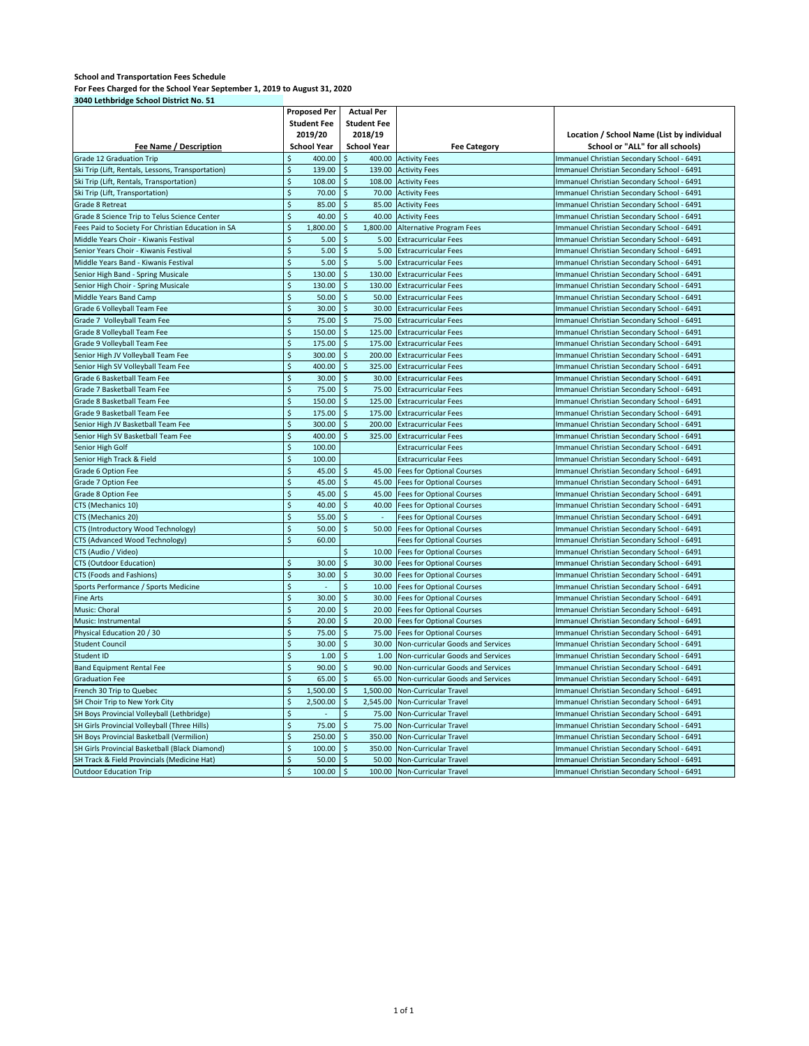**School and Transportation Fees Schedule**

**For Fees Charged for the School Year September 1, 2019 to August 31, 2020**

**3040 Lethbridge School District No. 51**

| Fee Name / Description | Proposed Per Student Fee 2019/20 School Year | Actual Per Student Fee 2018/19 School Year | Fee Category | Location / School Name (List by individual School or "ALL" for all schools) |
|---|---|---|---|---|
| Grade 12 Graduation Trip | $ 400.00 | $ 400.00 | Activity Fees | Immanuel Christian Secondary School - 6491 |
| Ski Trip (Lift, Rentals, Lessons, Transportation) | $ 139.00 | $ 139.00 | Activity Fees | Immanuel Christian Secondary School - 6491 |
| Ski Trip (Lift, Rentals, Transportation) | $ 108.00 | $ 108.00 | Activity Fees | Immanuel Christian Secondary School - 6491 |
| Ski Trip (Lift, Transportation) | $ 70.00 | $ 70.00 | Activity Fees | Immanuel Christian Secondary School - 6491 |
| Grade 8 Retreat | $ 85.00 | $ 85.00 | Activity Fees | Immanuel Christian Secondary School - 6491 |
| Grade 8 Science Trip to Telus Science Center | $ 40.00 | $ 40.00 | Activity Fees | Immanuel Christian Secondary School - 6491 |
| Fees Paid to Society For Christian Education in SA | $ 1,800.00 | $ 1,800.00 | Alternative Program Fees | Immanuel Christian Secondary School - 6491 |
| Middle Years Choir - Kiwanis Festival | $ 5.00 | $ 5.00 | Extracurricular Fees | Immanuel Christian Secondary School - 6491 |
| Senior Years Choir - Kiwanis Festival | $ 5.00 | $ 5.00 | Extracurricular Fees | Immanuel Christian Secondary School - 6491 |
| Middle Years Band - Kiwanis Festival | $ 5.00 | $ 5.00 | Extracurricular Fees | Immanuel Christian Secondary School - 6491 |
| Senior High Band - Spring Musicale | $ 130.00 | $ 130.00 | Extracurricular Fees | Immanuel Christian Secondary School - 6491 |
| Senior High Choir - Spring Musicale | $ 130.00 | $ 130.00 | Extracurricular Fees | Immanuel Christian Secondary School - 6491 |
| Middle Years Band Camp | $ 50.00 | $ 50.00 | Extracurricular Fees | Immanuel Christian Secondary School - 6491 |
| Grade 6 Volleyball Team Fee | $ 30.00 | $ 30.00 | Extracurricular Fees | Immanuel Christian Secondary School - 6491 |
| Grade 7 Volleyball Team Fee | $ 75.00 | $ 75.00 | Extracurricular Fees | Immanuel Christian Secondary School - 6491 |
| Grade 8 Volleyball Team Fee | $ 150.00 | $ 125.00 | Extracurricular Fees | Immanuel Christian Secondary School - 6491 |
| Grade 9 Volleyball Team Fee | $ 175.00 | $ 175.00 | Extracurricular Fees | Immanuel Christian Secondary School - 6491 |
| Senior High JV Volleyball Team Fee | $ 300.00 | $ 200.00 | Extracurricular Fees | Immanuel Christian Secondary School - 6491 |
| Senior High SV Volleyball Team Fee | $ 400.00 | $ 325.00 | Extracurricular Fees | Immanuel Christian Secondary School - 6491 |
| Grade 6 Basketball Team Fee | $ 30.00 | $ 30.00 | Extracurricular Fees | Immanuel Christian Secondary School - 6491 |
| Grade 7 Basketball Team Fee | $ 75.00 | $ 75.00 | Extracurricular Fees | Immanuel Christian Secondary School - 6491 |
| Grade 8 Basketball Team Fee | $ 150.00 | $ 125.00 | Extracurricular Fees | Immanuel Christian Secondary School - 6491 |
| Grade 9 Basketball Team Fee | $ 175.00 | $ 175.00 | Extracurricular Fees | Immanuel Christian Secondary School - 6491 |
| Senior High JV Basketball Team Fee | $ 300.00 | $ 200.00 | Extracurricular Fees | Immanuel Christian Secondary School - 6491 |
| Senior High SV Basketball Team Fee | $ 400.00 | $ 325.00 | Extracurricular Fees | Immanuel Christian Secondary School - 6491 |
| Senior High Golf | $ 100.00 | | Extracurricular Fees | Immanuel Christian Secondary School - 6491 |
| Senior High Track & Field | $ 100.00 | | Extracurricular Fees | Immanuel Christian Secondary School - 6491 |
| Grade 6 Option Fee | $ 45.00 | $ 45.00 | Fees for Optional Courses | Immanuel Christian Secondary School - 6491 |
| Grade 7 Option Fee | $ 45.00 | $ 45.00 | Fees for Optional Courses | Immanuel Christian Secondary School - 6491 |
| Grade 8 Option Fee | $ 45.00 | $ 45.00 | Fees for Optional Courses | Immanuel Christian Secondary School - 6491 |
| CTS (Mechanics 10) | $ 40.00 | $ 40.00 | Fees for Optional Courses | Immanuel Christian Secondary School - 6491 |
| CTS (Mechanics 20) | $ 55.00 | $ - | Fees for Optional Courses | Immanuel Christian Secondary School - 6491 |
| CTS (Introductory Wood Technology) | $ 50.00 | $ 50.00 | Fees for Optional Courses | Immanuel Christian Secondary School - 6491 |
| CTS (Advanced Wood Technology) | $ 60.00 | | Fees for Optional Courses | Immanuel Christian Secondary School - 6491 |
| CTS (Audio / Video) | | $ 10.00 | Fees for Optional Courses | Immanuel Christian Secondary School - 6491 |
| CTS (Outdoor Education) | $ 30.00 | $ 30.00 | Fees for Optional Courses | Immanuel Christian Secondary School - 6491 |
| CTS (Foods and Fashions) | $ 30.00 | $ 30.00 | Fees for Optional Courses | Immanuel Christian Secondary School - 6491 |
| Sports Performance / Sports Medicine | $ - | $ 10.00 | Fees for Optional Courses | Immanuel Christian Secondary School - 6491 |
| Fine Arts | $ 30.00 | $ 30.00 | Fees for Optional Courses | Immanuel Christian Secondary School - 6491 |
| Music: Choral | $ 20.00 | $ 20.00 | Fees for Optional Courses | Immanuel Christian Secondary School - 6491 |
| Music: Instrumental | $ 20.00 | $ 20.00 | Fees for Optional Courses | Immanuel Christian Secondary School - 6491 |
| Physical Education 20 / 30 | $ 75.00 | $ 75.00 | Fees for Optional Courses | Immanuel Christian Secondary School - 6491 |
| Student Council | $ 30.00 | $ 30.00 | Non-curricular Goods and Services | Immanuel Christian Secondary School - 6491 |
| Student ID | $ 1.00 | $ 1.00 | Non-curricular Goods and Services | Immanuel Christian Secondary School - 6491 |
| Band Equipment Rental Fee | $ 90.00 | $ 90.00 | Non-curricular Goods and Services | Immanuel Christian Secondary School - 6491 |
| Graduation Fee | $ 65.00 | $ 65.00 | Non-curricular Goods and Services | Immanuel Christian Secondary School - 6491 |
| French 30 Trip to Quebec | $ 1,500.00 | $ 1,500.00 | Non-Curricular Travel | Immanuel Christian Secondary School - 6491 |
| SH Choir Trip to New York City | $ 2,500.00 | $ 2,545.00 | Non-Curricular Travel | Immanuel Christian Secondary School - 6491 |
| SH Boys Provincial Volleyball (Lethbridge) | $ - | $ 75.00 | Non-Curricular Travel | Immanuel Christian Secondary School - 6491 |
| SH Girls Provincial Volleyball (Three Hills) | $ 75.00 | $ 75.00 | Non-Curricular Travel | Immanuel Christian Secondary School - 6491 |
| SH Boys Provincial Basketball (Vermilion) | $ 250.00 | $ 350.00 | Non-Curricular Travel | Immanuel Christian Secondary School - 6491 |
| SH Girls Provincial Basketball (Black Diamond) | $ 100.00 | $ 350.00 | Non-Curricular Travel | Immanuel Christian Secondary School - 6491 |
| SH Track & Field Provincials (Medicine Hat) | $ 50.00 | $ 50.00 | Non-Curricular Travel | Immanuel Christian Secondary School - 6491 |
| Outdoor Education Trip | $ 100.00 | $ 100.00 | Non-Curricular Travel | Immanuel Christian Secondary School - 6491 |